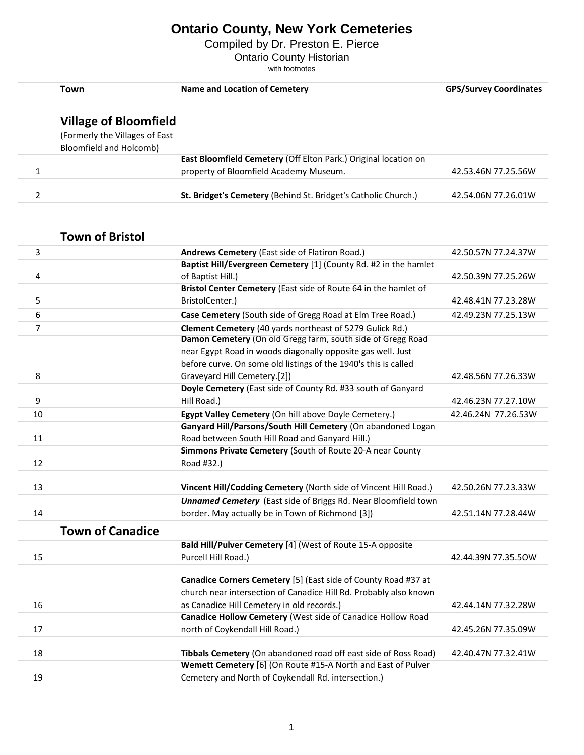# Ontario County, New York Cemeteries

Compiled by Dr. Preston E. Pierce

Ontario County Historian

with footnotes

| | Town | Name and Location of Cemetery | GPS/Survey Coordinates |
|---|---|---|---|
| | **Village of Bloomfield** (Formerly the Villages of East Bloomfield and Holcomb) | | |
| 1 | | **East Bloomfield Cemetery** (Off Elton Park.) Original location on property of Bloomfield Academy Museum. | 42.53.46N 77.25.56W |
| 2 | | **St. Bridget's Cemetery** (Behind St. Bridget's Catholic Church.) | 42.54.06N 77.26.01W |
| | **Town of Bristol** | | |
| 3 | | **Andrews Cemetery** (East side of Flatiron Road.) | 42.50.57N 77.24.37W |
| 4 | | **Baptist Hill/Evergreen Cemetery** [1] (County Rd. #2 in the hamlet of Baptist Hill.) | 42.50.39N 77.25.26W |
| 5 | | **Bristol Center Cemetery** (East side of Route 64 in the hamlet of BristolCenter.) | 42.48.41N 77.23.28W |
| 6 | | **Case Cemetery** (South side of Gregg Road at Elm Tree Road.) | 42.49.23N 77.25.13W |
| 7 | | **Clement Cemetery** (40 yards northeast of 5279 Gulick Rd.) | |
| 8 | | **Damon Cemetery** (On old Gregg farm, south side of Gregg Road near Egypt Road in woods diagonally opposite gas well. Just before curve. On some old listings of the 1940's this is called Graveyard Hill Cemetery.[2]) | 42.48.56N 77.26.33W |
| 9 | | **Doyle Cemetery** (East side of County Rd. #33 south of Ganyard Hill Road.) | 42.46.23N 77.27.10W |
| 10 | | **Egypt Valley Cemetery** (On hill above Doyle Cemetery.) | 42.46.24N 77.26.53W |
| 11 | | **Ganyard Hill/Parsons/South Hill Cemetery** (On abandoned Logan Road between South Hill Road and Ganyard Hill.) | |
| 12 | | **Simmons Private Cemetery** (South of Route 20-A near County Road #32.) | |
| 13 | | **Vincent Hill/Codding Cemetery** (North side of Vincent Hill Road.) | 42.50.26N 77.23.33W |
| 14 | | ***Unnamed Cemetery*** (East side of Briggs Rd. Near Bloomfield town border. May actually be in Town of Richmond [3]) | 42.51.14N 77.28.44W |
| | **Town of Canadice** | | |
| 15 | | **Bald Hill/Pulver Cemetery** [4] (West of Route 15-A opposite Purcell Hill Road.) | 42.44.39N 77.35.5OW |
| 16 | | **Canadice Corners Cemetery** [5] (East side of County Road #37 at church near intersection of Canadice Hill Rd. Probably also known as Canadice Hill Cemetery in old records.) | 42.44.14N 77.32.28W |
| 17 | | **Canadice Hollow Cemetery** (West side of Canadice Hollow Road north of Coykendall Hill Road.) | 42.45.26N 77.35.09W |
| 18 | | **Tibbals Cemetery** (On abandoned road off east side of Ross Road) | 42.40.47N 77.32.41W |
| 19 | | **Wemett Cemetery** [6] (On Route #15-A North and East of Pulver Cemetery and North of Coykendall Rd. intersection.) | |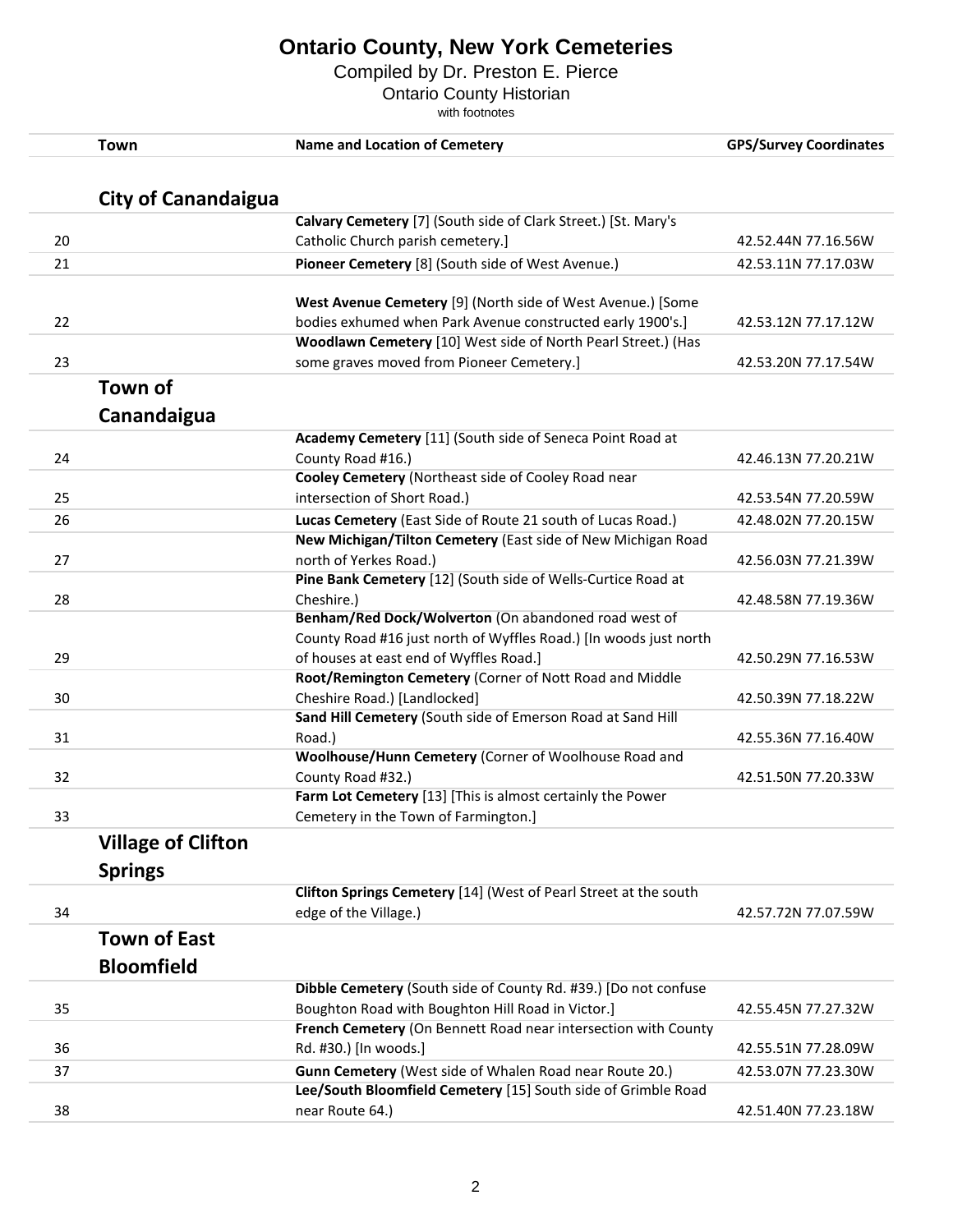# Ontario County, New York Cemeteries

Compiled by Dr. Preston E. Pierce

Ontario County Historian

with footnotes

| | Town | Name and Location of Cemetery | GPS/Survey Coordinates |
|---|---|---|---|
| | **City of Canandaigua** | | |
| 20 | | **Calvary Cemetery** [7] (South side of Clark Street.) [St. Mary's Catholic Church parish cemetery.] | 42.52.44N 77.16.56W |
| 21 | | **Pioneer Cemetery** [8] (South side of West Avenue.) | 42.53.11N 77.17.03W |
| 22 | | **West Avenue Cemetery** [9] (North side of West Avenue.) [Some bodies exhumed when Park Avenue constructed early 1900's.] | 42.53.12N 77.17.12W |
| 23 | | **Woodlawn Cemetery** [10] West side of North Pearl Street.) (Has some graves moved from Pioneer Cemetery.] | 42.53.20N 77.17.54W |
| | **Town of Canandaigua** | | |
| 24 | | **Academy Cemetery** [11] (South side of Seneca Point Road at County Road #16.) | 42.46.13N 77.20.21W |
| 25 | | **Cooley Cemetery** (Northeast side of Cooley Road near intersection of Short Road.) | 42.53.54N 77.20.59W |
| 26 | | **Lucas Cemetery** (East Side of Route 21 south of Lucas Road.) | 42.48.02N 77.20.15W |
| 27 | | **New Michigan/Tilton Cemetery** (East side of New Michigan Road north of Yerkes Road.) | 42.56.03N 77.21.39W |
| 28 | | **Pine Bank Cemetery** [12] (South side of Wells-Curtice Road at Cheshire.) | 42.48.58N 77.19.36W |
| 29 | | **Benham/Red Dock/Wolverton** (On abandoned road west of County Road #16 just north of Wyffles Road.) [In woods just north of houses at east end of Wyffles Road.] | 42.50.29N 77.16.53W |
| 30 | | **Root/Remington Cemetery** (Corner of Nott Road and Middle Cheshire Road.) [Landlocked] | 42.50.39N 77.18.22W |
| 31 | | **Sand Hill Cemetery** (South side of Emerson Road at Sand Hill Road.) | 42.55.36N 77.16.40W |
| 32 | | **Woolhouse/Hunn Cemetery** (Corner of Woolhouse Road and County Road #32.) | 42.51.50N 77.20.33W |
| 33 | | **Farm Lot Cemetery** [13] [This is almost certainly the Power Cemetery in the Town of Farmington.] | |
| | **Village of Clifton Springs** | | |
| 34 | | **Clifton Springs Cemetery** [14] (West of Pearl Street at the south edge of the Village.) | 42.57.72N 77.07.59W |
| | **Town of East Bloomfield** | | |
| 35 | | **Dibble Cemetery** (South side of County Rd. #39.) [Do not confuse Boughton Road with Boughton Hill Road in Victor.] | 42.55.45N 77.27.32W |
| 36 | | **French Cemetery** (On Bennett Road near intersection with County Rd. #30.) [In woods.] | 42.55.51N 77.28.09W |
| 37 | | **Gunn Cemetery** (West side of Whalen Road near Route 20.) | 42.53.07N 77.23.30W |
| 38 | | **Lee/South Bloomfield Cemetery** [15] South side of Grimble Road near Route 64.) | 42.51.40N 77.23.18W |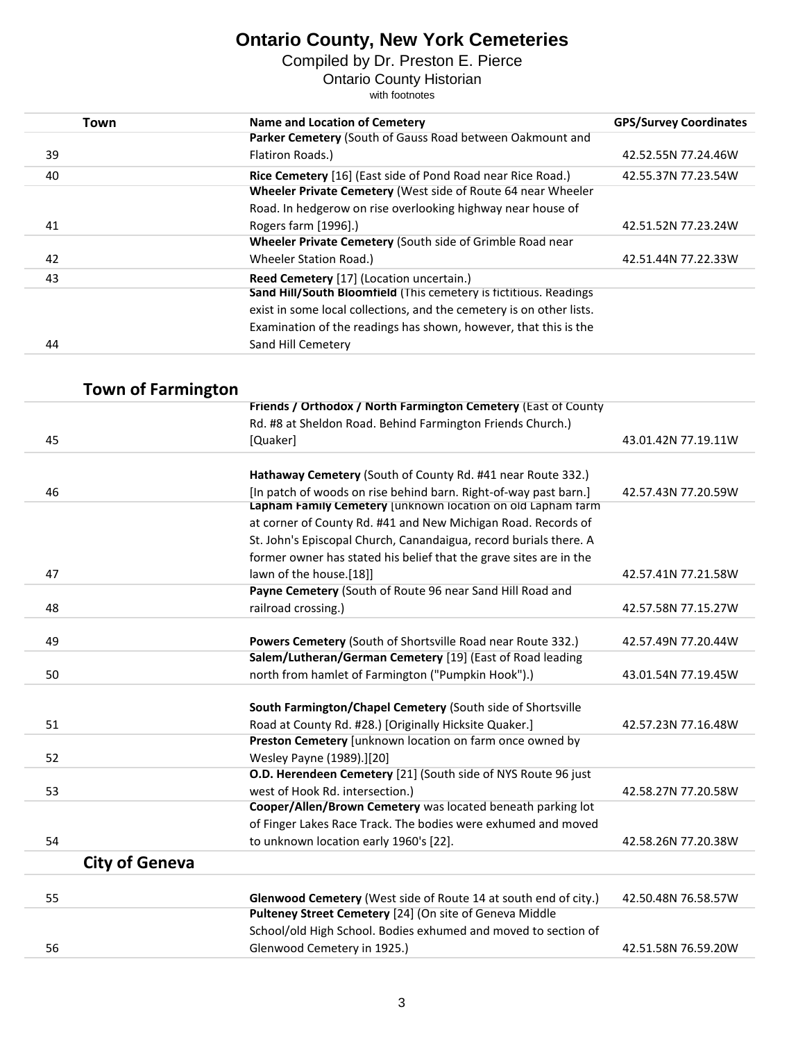# Ontario County, New York Cemeteries

Compiled by Dr. Preston E. Pierce

Ontario County Historian

with footnotes

| Town | Name and Location of Cemetery | GPS/Survey Coordinates |
|---|---|---|
| 39 | **Parker Cemetery** (South of Gauss Road between Oakmount and Flatiron Roads.) | 42.52.55N 77.24.46W |
| 40 | **Rice Cemetery** [16] (East side of Pond Road near Rice Road.) | 42.55.37N 77.23.54W |
| 41 | **Wheeler Private Cemetery** (West side of Route 64 near Wheeler Road. In hedgerow on rise overlooking highway near house of Rogers farm [1996].) | 42.51.52N 77.23.24W |
| 42 | **Wheeler Private Cemetery** (South side of Grimble Road near Wheeler Station Road.) | 42.51.44N 77.22.33W |
| 43 | **Reed Cemetery** [17] (Location uncertain.) | |
| 44 | **Sand Hill/South Bloomfield** (This cemetery is fictitious. Readings exist in some local collections, and the cemetery is on other lists. Examination of the readings has shown, however, that this is the Sand Hill Cemetery | |

## Town of Farmington

| Town | Name and Location of Cemetery | GPS/Survey Coordinates |
|---|---|---|
| 45 | **Friends / Orthodox / North Farmington Cemetery** (East of County Rd. #8 at Sheldon Road. Behind Farmington Friends Church.) [Quaker] | 43.01.42N 77.19.11W |
| 46 | **Hathaway Cemetery** (South of County Rd. #41 near Route 332.) [In patch of woods on rise behind barn. Right-of-way past barn.] | 42.57.43N 77.20.59W |
| 47 | **Lapham Family Cemetery** [unknown location on old Lapham farm at corner of County Rd. #41 and New Michigan Road. Records of St. John's Episcopal Church, Canandaigua, record burials there. A former owner has stated his belief that the grave sites are in the lawn of the house.[18]] | 42.57.41N 77.21.58W |
| 48 | **Payne Cemetery** (South of Route 96 near Sand Hill Road and railroad crossing.) | 42.57.58N 77.15.27W |
| 49 | **Powers Cemetery** (South of Shortsville Road near Route 332.) | 42.57.49N 77.20.44W |
| 50 | **Salem/Lutheran/German Cemetery** [19] (East of Road leading north from hamlet of Farmington ("Pumpkin Hook").) | 43.01.54N 77.19.45W |
| 51 | **South Farmington/Chapel Cemetery** (South side of Shortsville Road at County Rd. #28.) [Originally Hicksite Quaker.] | 42.57.23N 77.16.48W |
| 52 | **Preston Cemetery** [unknown location on farm once owned by Wesley Payne (1989).][20] | |
| 53 | **O.D. Herendeen Cemetery** [21] (South side of NYS Route 96 just west of Hook Rd. intersection.) | 42.58.27N 77.20.58W |
| 54 | **Cooper/Allen/Brown Cemetery** was located beneath parking lot of Finger Lakes Race Track. The bodies were exhumed and moved to unknown location early 1960's [22]. | 42.58.26N 77.20.38W |

## City of Geneva

| Town | Name and Location of Cemetery | GPS/Survey Coordinates |
|---|---|---|
| 55 | **Glenwood Cemetery** (West side of Route 14 at south end of city.) | 42.50.48N 76.58.57W |
| 56 | **Pulteney Street Cemetery** [24] (On site of Geneva Middle School/old High School. Bodies exhumed and moved to section of Glenwood Cemetery in 1925.) | 42.51.58N 76.59.20W |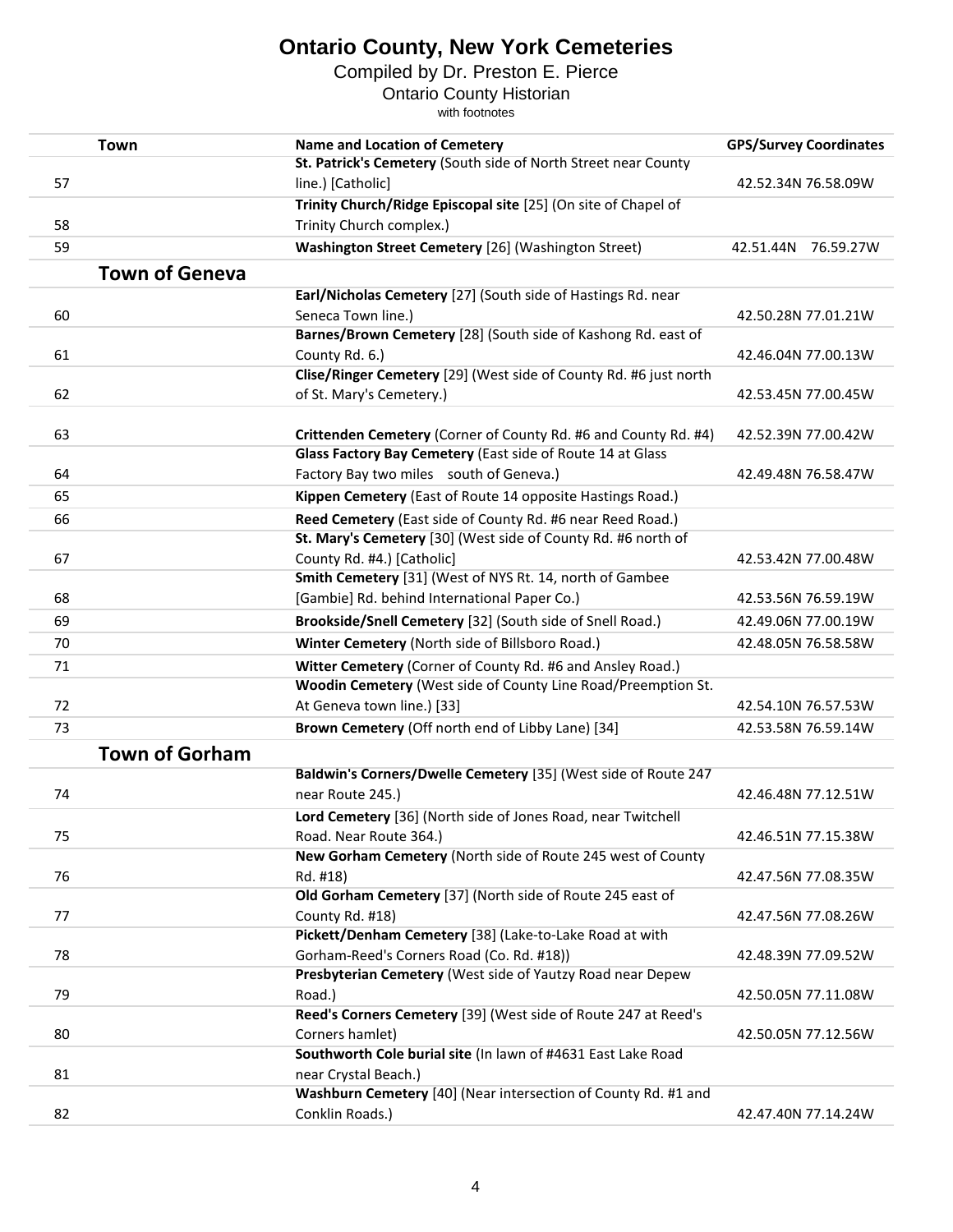# Ontario County, New York Cemeteries

Compiled by Dr. Preston E. Pierce

Ontario County Historian

with footnotes

| Town | Name and Location of Cemetery | GPS/Survey Coordinates |
|---|---|---|
| 57 | **St. Patrick's Cemetery** (South side of North Street near County line.) [Catholic] | 42.52.34N 76.58.09W |
| 58 | **Trinity Church/Ridge Episcopal site** [25] (On site of Chapel of Trinity Church complex.) | |
| 59 | **Washington Street Cemetery** [26] (Washington Street) | 42.51.44N 76.59.27W |
| **Town of Geneva** | | |
| 60 | **Earl/Nicholas Cemetery** [27] (South side of Hastings Rd. near Seneca Town line.) | 42.50.28N 77.01.21W |
| 61 | **Barnes/Brown Cemetery** [28] (South side of Kashong Rd. east of County Rd. 6.) | 42.46.04N 77.00.13W |
| 62 | **Clise/Ringer Cemetery** [29] (West side of County Rd. #6 just north of St. Mary's Cemetery.) | 42.53.45N 77.00.45W |
| 63 | **Crittenden Cemetery** (Corner of County Rd. #6 and County Rd. #4) | 42.52.39N 77.00.42W |
| 64 | **Glass Factory Bay Cemetery** (East side of Route 14 at Glass Factory Bay two miles south of Geneva.) | 42.49.48N 76.58.47W |
| 65 | **Kippen Cemetery** (East of Route 14 opposite Hastings Road.) | |
| 66 | **Reed Cemetery** (East side of County Rd. #6 near Reed Road.) | |
| 67 | **St. Mary's Cemetery** [30] (West side of County Rd. #6 north of County Rd. #4.) [Catholic] | 42.53.42N 77.00.48W |
| 68 | **Smith Cemetery** [31] (West of NYS Rt. 14, north of Gambee [Gambie] Rd. behind International Paper Co.) | 42.53.56N 76.59.19W |
| 69 | **Brookside/Snell Cemetery** [32] (South side of Snell Road.) | 42.49.06N 77.00.19W |
| 70 | **Winter Cemetery** (North side of Billsboro Road.) | 42.48.05N 76.58.58W |
| 71 | **Witter Cemetery** (Corner of County Rd. #6 and Ansley Road.) | |
| 72 | **Woodin Cemetery** (West side of County Line Road/Preemption St. At Geneva town line.) [33] | 42.54.10N 76.57.53W |
| 73 | **Brown Cemetery** (Off north end of Libby Lane) [34] | 42.53.58N 76.59.14W |
| **Town of Gorham** | | |
| 74 | **Baldwin's Corners/Dwelle Cemetery** [35] (West side of Route 247 near Route 245.) | 42.46.48N 77.12.51W |
| 75 | **Lord Cemetery** [36] (North side of Jones Road, near Twitchell Road. Near Route 364.) | 42.46.51N 77.15.38W |
| 76 | **New Gorham Cemetery** (North side of Route 245 west of County Rd. #18) | 42.47.56N 77.08.35W |
| 77 | **Old Gorham Cemetery** [37] (North side of Route 245 east of County Rd. #18) | 42.47.56N 77.08.26W |
| 78 | **Pickett/Denham Cemetery** [38] (Lake-to-Lake Road at with Gorham-Reed's Corners Road (Co. Rd. #18)) | 42.48.39N 77.09.52W |
| 79 | **Presbyterian Cemetery** (West side of Yautzy Road near Depew Road.) | 42.50.05N 77.11.08W |
| 80 | **Reed's Corners Cemetery** [39] (West side of Route 247 at Reed's Corners hamlet) | 42.50.05N 77.12.56W |
| 81 | **Southworth Cole burial site** (In lawn of #4631 East Lake Road near Crystal Beach.) | |
| 82 | **Washburn Cemetery** [40] (Near intersection of County Rd. #1 and Conklin Roads.) | 42.47.40N 77.14.24W |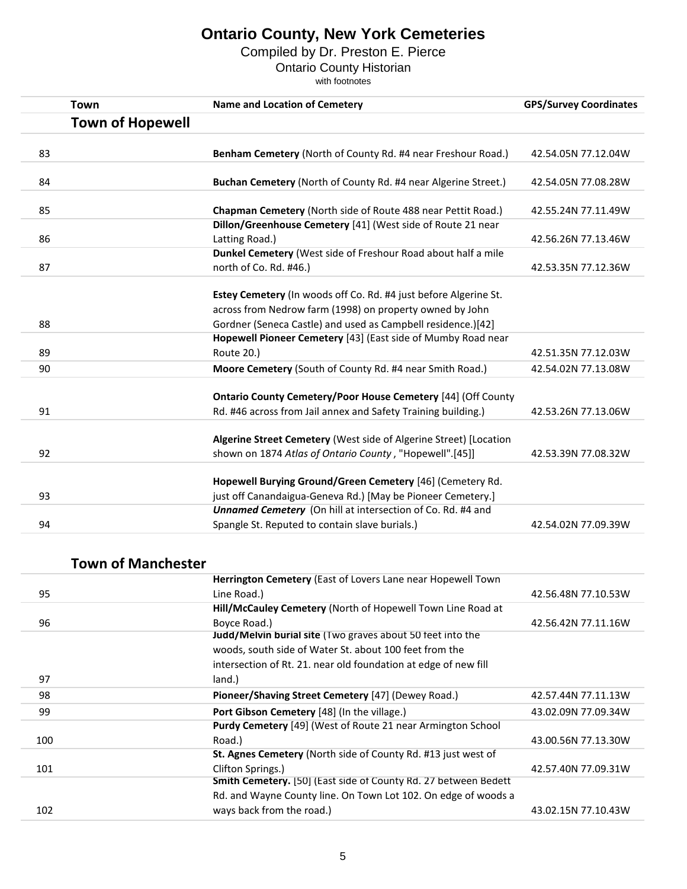# Ontario County, New York Cemeteries

Compiled by Dr. Preston E. Pierce

Ontario County Historian

with footnotes

| | Town | Name and Location of Cemetery | GPS/Survey Coordinates |
|---|---|---|---|
| | **Town of Hopewell** | | |
| 83 | | **Benham Cemetery** (North of County Rd. #4 near Freshour Road.) | 42.54.05N 77.12.04W |
| 84 | | **Buchan Cemetery** (North of County Rd. #4 near Algerine Street.) | 42.54.05N 77.08.28W |
| 85 | | **Chapman Cemetery** (North side of Route 488 near Pettit Road.) | 42.55.24N 77.11.49W |
| 86 | | **Dillon/Greenhouse Cemetery** [41] (West side of Route 21 near Latting Road.) | 42.56.26N 77.13.46W |
| 87 | | **Dunkel Cemetery** (West side of Freshour Road about half a mile north of Co. Rd. #46.) | 42.53.35N 77.12.36W |
| 88 | | **Estey Cemetery** (In woods off Co. Rd. #4 just before Algerine St. across from Nedrow farm (1998) on property owned by John Gordner (Seneca Castle) and used as Campbell residence.)[42] | |
| 89 | | **Hopewell Pioneer Cemetery** [43] (East side of Mumby Road near Route 20.) | 42.51.35N 77.12.03W |
| 90 | | **Moore Cemetery** (South of County Rd. #4 near Smith Road.) | 42.54.02N 77.13.08W |
| 91 | | **Ontario County Cemetery/Poor House Cemetery** [44] (Off County Rd. #46 across from Jail annex and Safety Training building.) | 42.53.26N 77.13.06W |
| 92 | | **Algerine Street Cemetery** (West side of Algerine Street) [Location shown on 1874 *Atlas of Ontario County* , "Hopewell".[45]] | 42.53.39N 77.08.32W |
| 93 | | **Hopewell Burying Ground/Green Cemetery** [46] (Cemetery Rd. just off Canandaigua-Geneva Rd.) [May be Pioneer Cemetery.] | |
| 94 | | ***Unnamed Cemetery*** (On hill at intersection of Co. Rd. #4 and Spangle St. Reputed to contain slave burials.) | 42.54.02N 77.09.39W |
| | **Town of Manchester** | | |
| 95 | | **Herrington Cemetery** (East of Lovers Lane near Hopewell Town Line Road.) | 42.56.48N 77.10.53W |
| 96 | | **Hill/McCauley Cemetery** (North of Hopewell Town Line Road at Boyce Road.) | 42.56.42N 77.11.16W |
| 97 | | **Judd/Melvin burial site** (Two graves about 50 feet into the woods, south side of Water St. about 100 feet from the intersection of Rt. 21. near old foundation at edge of new fill land.) | |
| 98 | | **Pioneer/Shaving Street Cemetery** [47] (Dewey Road.) | 42.57.44N 77.11.13W |
| 99 | | **Port Gibson Cemetery** [48] (In the village.) | 43.02.09N 77.09.34W |
| 100 | | **Purdy Cemetery** [49] (West of Route 21 near Armington School Road.) | 43.00.56N 77.13.30W |
| 101 | | **St. Agnes Cemetery** (North side of County Rd. #13 just west of Clifton Springs.) | 42.57.40N 77.09.31W |
| 102 | | **Smith Cemetery.** [50] (East side of County Rd. 27 between Bedett Rd. and Wayne County line. On Town Lot 102. On edge of woods a ways back from the road.) | 43.02.15N 77.10.43W |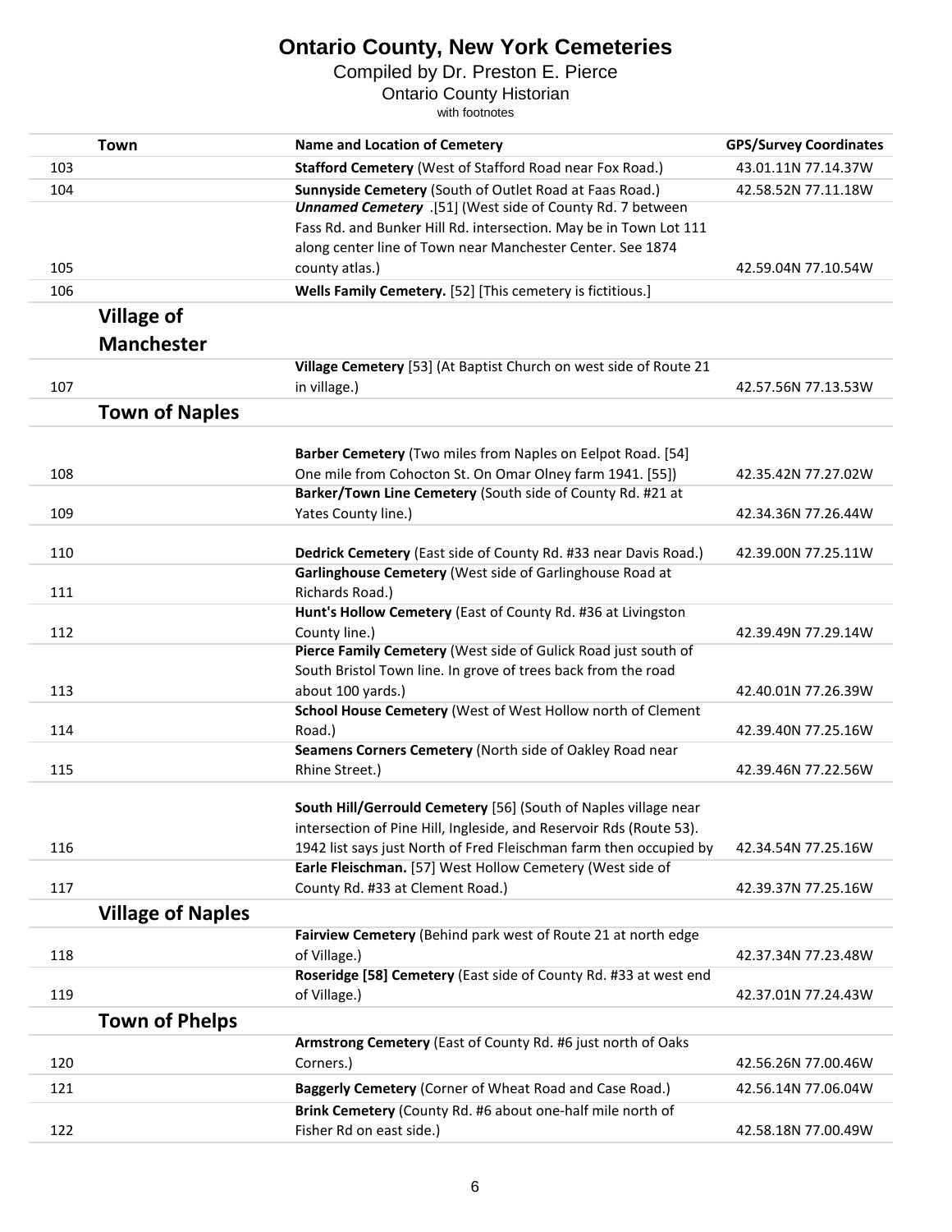# Ontario County, New York Cemeteries

Compiled by Dr. Preston E. Pierce

Ontario County Historian

with footnotes

| | Town | Name and Location of Cemetery | GPS/Survey Coordinates |
|---|---|---|---|
| 103 | | **Stafford Cemetery** (West of Stafford Road near Fox Road.) | 43.01.11N 77.14.37W |
| 104 | | **Sunnyside Cemetery** (South of Outlet Road at Faas Road.) | 42.58.52N 77.11.18W |
| 105 | | ***Unnamed Cemetery*** .[51] (West side of County Rd. 7 between Fass Rd. and Bunker Hill Rd. intersection. May be in Town Lot 111 along center line of Town near Manchester Center. See 1874 county atlas.) | 42.59.04N 77.10.54W |
| 106 | | **Wells Family Cemetery.** [52] [This cemetery is fictitious.] | |
| | **Village of Manchester** | | |
| 107 | | **Village Cemetery** [53] (At Baptist Church on west side of Route 21 in village.) | 42.57.56N 77.13.53W |
| | **Town of Naples** | | |
| 108 | | **Barber Cemetery** (Two miles from Naples on Eelpot Road. [54] One mile from Cohocton St. On Omar Olney farm 1941. [55]) | 42.35.42N 77.27.02W |
| 109 | | **Barker/Town Line Cemetery** (South side of County Rd. #21 at Yates County line.) | 42.34.36N 77.26.44W |
| 110 | | **Dedrick Cemetery** (East side of County Rd. #33 near Davis Road.) | 42.39.00N 77.25.11W |
| 111 | | **Garlinghouse Cemetery** (West side of Garlinghouse Road at Richards Road.) | |
| 112 | | **Hunt's Hollow Cemetery** (East of County Rd. #36 at Livingston County line.) | 42.39.49N 77.29.14W |
| 113 | | **Pierce Family Cemetery** (West side of Gulick Road just south of South Bristol Town line. In grove of trees back from the road about 100 yards.) | 42.40.01N 77.26.39W |
| 114 | | **School House Cemetery** (West of West Hollow north of Clement Road.) | 42.39.40N 77.25.16W |
| 115 | | **Seamens Corners Cemetery** (North side of Oakley Road near Rhine Street.) | 42.39.46N 77.22.56W |
| 116 | | **South Hill/Gerrould Cemetery** [56] (South of Naples village near intersection of Pine Hill, Ingleside, and Reservoir Rds (Route 53). 1942 list says just North of Fred Fleischman farm then occupied by | 42.34.54N 77.25.16W |
| 117 | | **Earle Fleischman.** [57] West Hollow Cemetery (West side of County Rd. #33 at Clement Road.) | 42.39.37N 77.25.16W |
| | **Village of Naples** | | |
| 118 | | **Fairview Cemetery** (Behind park west of Route 21 at north edge of Village.) | 42.37.34N 77.23.48W |
| 119 | | **Roseridge [58] Cemetery** (East side of County Rd. #33 at west end of Village.) | 42.37.01N 77.24.43W |
| | **Town of Phelps** | | |
| 120 | | **Armstrong Cemetery** (East of County Rd. #6 just north of Oaks Corners.) | 42.56.26N 77.00.46W |
| 121 | | **Baggerly Cemetery** (Corner of Wheat Road and Case Road.) | 42.56.14N 77.06.04W |
| 122 | | **Brink Cemetery** (County Rd. #6 about one-half mile north of Fisher Rd on east side.) | 42.58.18N 77.00.49W |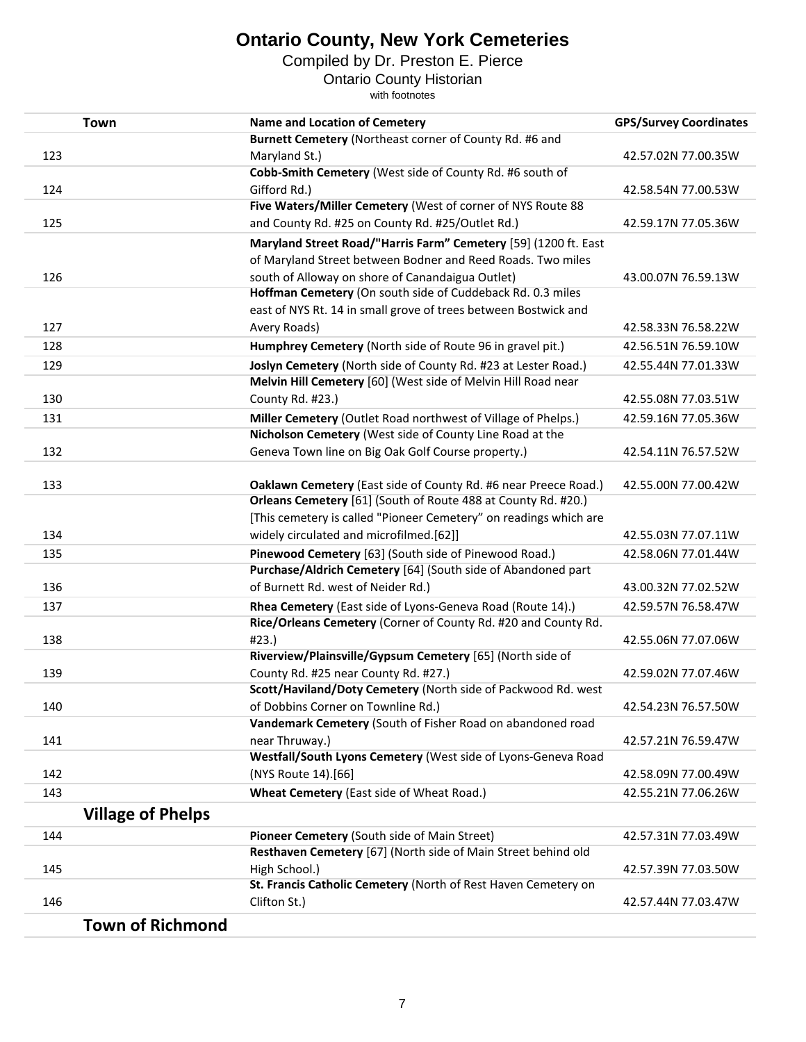# Ontario County, New York Cemeteries

Compiled by Dr. Preston E. Pierce

Ontario County Historian

with footnotes

| Town | Name and Location of Cemetery | GPS/Survey Coordinates |
|---|---|---|
| 123 | **Burnett Cemetery** (Northeast corner of County Rd. #6 and Maryland St.) | 42.57.02N 77.00.35W |
| 124 | **Cobb-Smith Cemetery** (West side of County Rd. #6 south of Gifford Rd.) | 42.58.54N 77.00.53W |
| 125 | **Five Waters/Miller Cemetery** (West of corner of NYS Route 88 and County Rd. #25 on County Rd. #25/Outlet Rd.) | 42.59.17N 77.05.36W |
| 126 | **Maryland Street Road/"Harris Farm" Cemetery** [59] (1200 ft. East of Maryland Street between Bodner and Reed Roads. Two miles south of Alloway on shore of Canandaigua Outlet) | 43.00.07N 76.59.13W |
| 127 | **Hoffman Cemetery** (On south side of Cuddeback Rd. 0.3 miles east of NYS Rt. 14 in small grove of trees between Bostwick and Avery Roads) | 42.58.33N 76.58.22W |
| 128 | **Humphrey Cemetery** (North side of Route 96 in gravel pit.) | 42.56.51N 76.59.10W |
| 129 | **Joslyn Cemetery** (North side of County Rd. #23 at Lester Road.) | 42.55.44N 77.01.33W |
| 130 | **Melvin Hill Cemetery** [60] (West side of Melvin Hill Road near County Rd. #23.) | 42.55.08N 77.03.51W |
| 131 | **Miller Cemetery** (Outlet Road northwest of Village of Phelps.) | 42.59.16N 77.05.36W |
| 132 | **Nicholson Cemetery** (West side of County Line Road at the Geneva Town line on Big Oak Golf Course property.) | 42.54.11N 76.57.52W |
| 133 | **Oaklawn Cemetery** (East side of County Rd. #6 near Preece Road.) | 42.55.00N 77.00.42W |
| 134 | **Orleans Cemetery** [61] (South of Route 488 at County Rd. #20.) [This cemetery is called "Pioneer Cemetery" on readings which are widely circulated and microfilmed.[62]] | 42.55.03N 77.07.11W |
| 135 | **Pinewood Cemetery** [63] (South side of Pinewood Road.) | 42.58.06N 77.01.44W |
| 136 | **Purchase/Aldrich Cemetery** [64] (South side of Abandoned part of Burnett Rd. west of Neider Rd.) | 43.00.32N 77.02.52W |
| 137 | **Rhea Cemetery** (East side of Lyons-Geneva Road (Route 14).) | 42.59.57N 76.58.47W |
| 138 | **Rice/Orleans Cemetery** (Corner of County Rd. #20 and County Rd. #23.) | 42.55.06N 77.07.06W |
| 139 | **Riverview/Plainsville/Gypsum Cemetery** [65] (North side of County Rd. #25 near County Rd. #27.) | 42.59.02N 77.07.46W |
| 140 | **Scott/Haviland/Doty Cemetery** (North side of Packwood Rd. west of Dobbins Corner on Townline Rd.) | 42.54.23N 76.57.50W |
| 141 | **Vandemark Cemetery** (South of Fisher Road on abandoned road near Thruway.) | 42.57.21N 76.59.47W |
| 142 | **Westfall/South Lyons Cemetery** (West side of Lyons-Geneva Road (NYS Route 14).[66] | 42.58.09N 77.00.49W |
| 143 | **Wheat Cemetery** (East side of Wheat Road.) | 42.55.21N 77.06.26W |
| **Village of Phelps** | | |
| 144 | **Pioneer Cemetery** (South side of Main Street) | 42.57.31N 77.03.49W |
| 145 | **Resthaven Cemetery** [67] (North side of Main Street behind old High School.) | 42.57.39N 77.03.50W |
| 146 | **St. Francis Catholic Cemetery** (North of Rest Haven Cemetery on Clifton St.) | 42.57.44N 77.03.47W |
| **Town of Richmond** | | |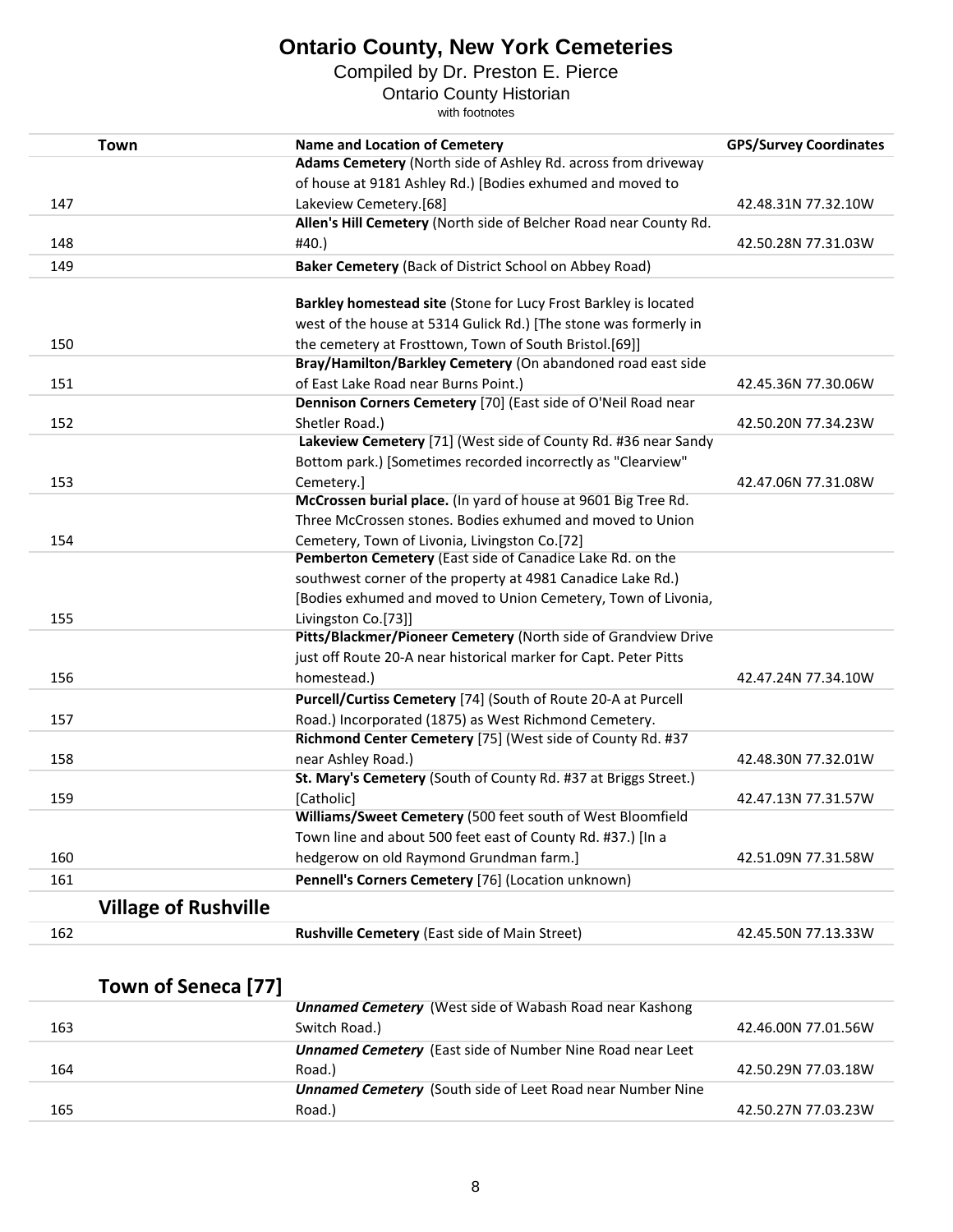# Ontario County, New York Cemeteries

Compiled by Dr. Preston E. Pierce

Ontario County Historian

with footnotes

| Town | Name and Location of Cemetery | GPS/Survey Coordinates |
|---|---|---|
| 147 | **Adams Cemetery** (North side of Ashley Rd. across from driveway of house at 9181 Ashley Rd.) [Bodies exhumed and moved to Lakeview Cemetery.[68] | 42.48.31N 77.32.10W |
| 148 | **Allen's Hill Cemetery** (North side of Belcher Road near County Rd. #40.) | 42.50.28N 77.31.03W |
| 149 | **Baker Cemetery** (Back of District School on Abbey Road) | |
| 150 | **Barkley homestead site** (Stone for Lucy Frost Barkley is located west of the house at 5314 Gulick Rd.) [The stone was formerly in the cemetery at Frosttown, Town of South Bristol.[69]] | |
| 151 | **Bray/Hamilton/Barkley Cemetery** (On abandoned road east side of East Lake Road near Burns Point.) | 42.45.36N 77.30.06W |
| 152 | **Dennison Corners Cemetery** [70] (East side of O'Neil Road near Shetler Road.) | 42.50.20N 77.34.23W |
| 153 | **Lakeview Cemetery** [71] (West side of County Rd. #36 near Sandy Bottom park.) [Sometimes recorded incorrectly as "Clearview" Cemetery.] | 42.47.06N 77.31.08W |
| 154 | **McCrossen burial place.** (In yard of house at 9601 Big Tree Rd. Three McCrossen stones. Bodies exhumed and moved to Union Cemetery, Town of Livonia, Livingston Co.[72] | |
| 155 | **Pemberton Cemetery** (East side of Canadice Lake Rd. on the southwest corner of the property at 4981 Canadice Lake Rd.) [Bodies exhumed and moved to Union Cemetery, Town of Livonia, Livingston Co.[73]] | |
| 156 | **Pitts/Blackmer/Pioneer Cemetery** (North side of Grandview Drive just off Route 20-A near historical marker for Capt. Peter Pitts homestead.) | 42.47.24N 77.34.10W |
| 157 | **Purcell/Curtiss Cemetery** [74] (South of Route 20-A at Purcell Road.) Incorporated (1875) as West Richmond Cemetery. | |
| 158 | **Richmond Center Cemetery** [75] (West side of County Rd. #37 near Ashley Road.) | 42.48.30N 77.32.01W |
| 159 | **St. Mary's Cemetery** (South of County Rd. #37 at Briggs Street.) [Catholic] | 42.47.13N 77.31.57W |
| 160 | **Williams/Sweet Cemetery** (500 feet south of West Bloomfield Town line and about 500 feet east of County Rd. #37.) [In a hedgerow on old Raymond Grundman farm.] | 42.51.09N 77.31.58W |
| 161 | **Pennell's Corners Cemetery** [76] (Location unknown) | |
| **Village of Rushville** | | |
| 162 | **Rushville Cemetery** (East side of Main Street) | 42.45.50N 77.13.33W |
| **Town of Seneca [77]** | | |
| 163 | ***Unnamed Cemetery*** (West side of Wabash Road near Kashong Switch Road.) | 42.46.00N 77.01.56W |
| 164 | ***Unnamed Cemetery*** (East side of Number Nine Road near Leet Road.) | 42.50.29N 77.03.18W |
| 165 | ***Unnamed Cemetery*** (South side of Leet Road near Number Nine Road.) | 42.50.27N 77.03.23W |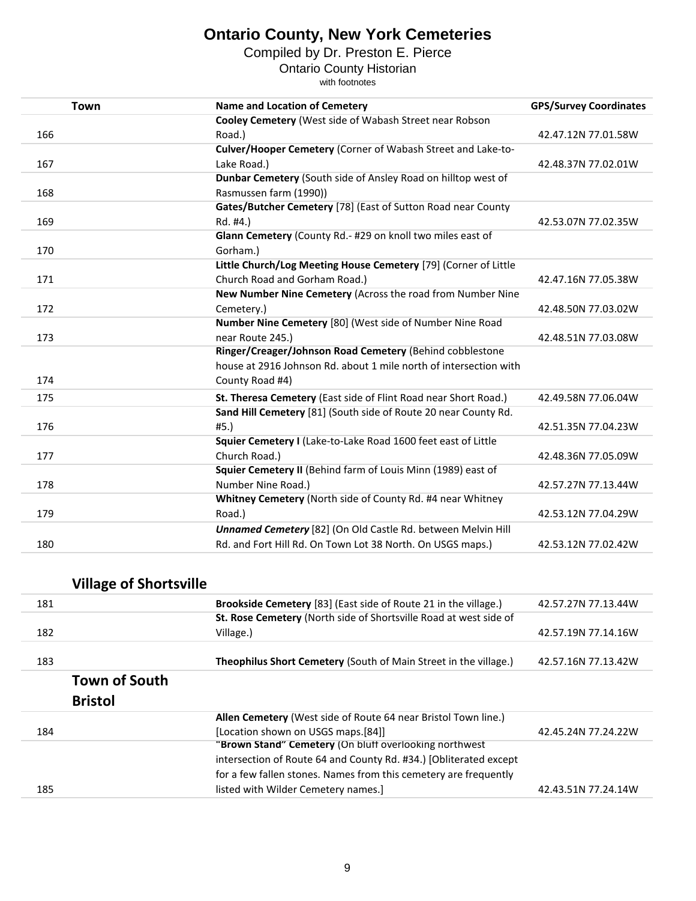# Ontario County, New York Cemeteries

Compiled by Dr. Preston E. Pierce

Ontario County Historian

with footnotes

| Town | Name and Location of Cemetery | GPS/Survey Coordinates |
|---|---|---|
| 166 | **Cooley Cemetery** (West side of Wabash Street near Robson Road.) | 42.47.12N 77.01.58W |
| 167 | **Culver/Hooper Cemetery** (Corner of Wabash Street and Lake-to-Lake Road.) | 42.48.37N 77.02.01W |
| 168 | **Dunbar Cemetery** (South side of Ansley Road on hilltop west of Rasmussen farm (1990)) | |
| 169 | **Gates/Butcher Cemetery** [78] (East of Sutton Road near County Rd. #4.) | 42.53.07N 77.02.35W |
| 170 | **Glann Cemetery** (County Rd.- #29 on knoll two miles east of Gorham.) | |
| 171 | **Little Church/Log Meeting House Cemetery** [79] (Corner of Little Church Road and Gorham Road.) | 42.47.16N 77.05.38W |
| 172 | **New Number Nine Cemetery** (Across the road from Number Nine Cemetery.) | 42.48.50N 77.03.02W |
| 173 | **Number Nine Cemetery** [80] (West side of Number Nine Road near Route 245.) | 42.48.51N 77.03.08W |
| 174 | **Ringer/Creager/Johnson Road Cemetery** (Behind cobblestone house at 2916 Johnson Rd. about 1 mile north of intersection with County Road #4) | |
| 175 | **St. Theresa Cemetery** (East side of Flint Road near Short Road.) | 42.49.58N 77.06.04W |
| 176 | **Sand Hill Cemetery** [81] (South side of Route 20 near County Rd. #5.) | 42.51.35N 77.04.23W |
| 177 | **Squier Cemetery I** (Lake-to-Lake Road 1600 feet east of Little Church Road.) | 42.48.36N 77.05.09W |
| 178 | **Squier Cemetery II** (Behind farm of Louis Minn (1989) east of Number Nine Road.) | 42.57.27N 77.13.44W |
| 179 | **Whitney Cemetery** (North side of County Rd. #4 near Whitney Road.) | 42.53.12N 77.04.29W |
| 180 | ***Unnamed Cemetery*** [82] (On Old Castle Rd. between Melvin Hill Rd. and Fort Hill Rd. On Town Lot 38 North. On USGS maps.) | 42.53.12N 77.02.42W |

## Village of Shortsville

| | | |
|---|---|---|
| 181 | **Brookside Cemetery** [83] (East side of Route 21 in the village.) | 42.57.27N 77.13.44W |
| 182 | **St. Rose Cemetery** (North side of Shortsville Road at west side of Village.) | 42.57.19N 77.14.16W |
| 183 | **Theophilus Short Cemetery** (South of Main Street in the village.) | 42.57.16N 77.13.42W |

## Town of South Bristol

| | | |
|---|---|---|
| 184 | **Allen Cemetery** (West side of Route 64 near Bristol Town line.) [Location shown on USGS maps.[84]] | 42.45.24N 77.24.22W |
| 185 | **"Brown Stand" Cemetery** (On bluff overlooking northwest intersection of Route 64 and County Rd. #34.) [Obliterated except for a few fallen stones. Names from this cemetery are frequently listed with Wilder Cemetery names.] | 42.43.51N 77.24.14W |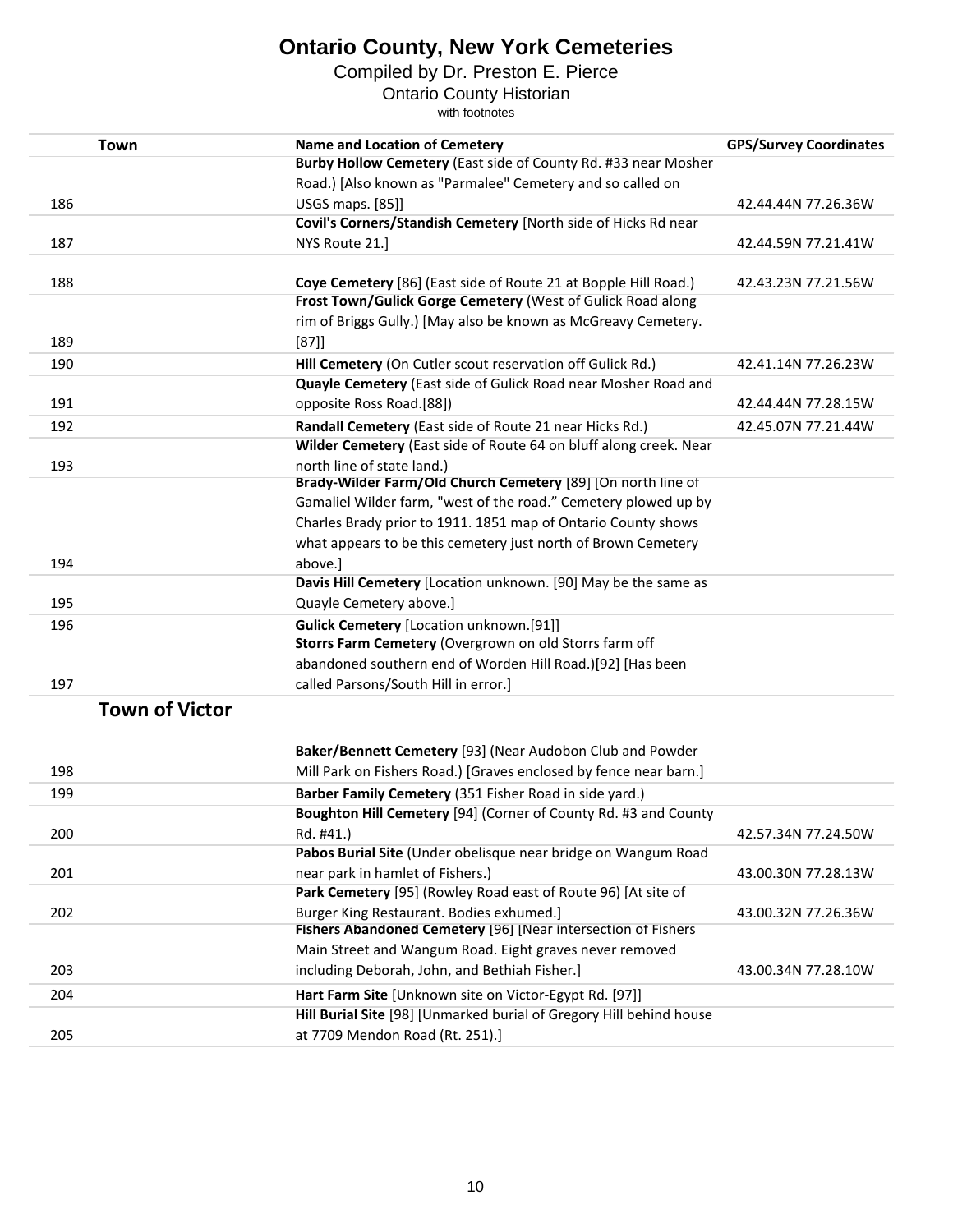# Ontario County, New York Cemeteries

Compiled by Dr. Preston E. Pierce

Ontario County Historian

with footnotes

| Town | Name and Location of Cemetery | GPS/Survey Coordinates |
|---|---|---|
| 186 | **Burby Hollow Cemetery** (East side of County Rd. #33 near Mosher Road.) [Also known as "Parmalee" Cemetery and so called on USGS maps. [85]] | 42.44.44N 77.26.36W |
| 187 | **Covil's Corners/Standish Cemetery** [North side of Hicks Rd near NYS Route 21.] | 42.44.59N 77.21.41W |
| 188 | **Coye Cemetery** [86] (East side of Route 21 at Bopple Hill Road.) | 42.43.23N 77.21.56W |
| 189 | **Frost Town/Gulick Gorge Cemetery** (West of Gulick Road along rim of Briggs Gully.) [May also be known as McGreavy Cemetery. [87]] | |
| 190 | **Hill Cemetery** (On Cutler scout reservation off Gulick Rd.) | 42.41.14N 77.26.23W |
| 191 | **Quayle Cemetery** (East side of Gulick Road near Mosher Road and opposite Ross Road.[88]) | 42.44.44N 77.28.15W |
| 192 | **Randall Cemetery** (East side of Route 21 near Hicks Rd.) | 42.45.07N 77.21.44W |
| 193 | **Wilder Cemetery** (East side of Route 64 on bluff along creek. Near north line of state land.) | |
| 194 | **Brady-Wilder Farm/Old Church Cemetery** [89] [On north line of Gamaliel Wilder farm, "west of the road." Cemetery plowed up by Charles Brady prior to 1911. 1851 map of Ontario County shows what appears to be this cemetery just north of Brown Cemetery above.] | |
| 195 | **Davis Hill Cemetery** [Location unknown. [90] May be the same as Quayle Cemetery above.] | |
| 196 | **Gulick Cemetery** [Location unknown.[91]] | |
| 197 | **Storrs Farm Cemetery** (Overgrown on old Storrs farm off abandoned southern end of Worden Hill Road.)[92] [Has been called Parsons/South Hill in error.] | |
| **Town of Victor** | | |
| 198 | **Baker/Bennett Cemetery** [93] (Near Audobon Club and Powder Mill Park on Fishers Road.) [Graves enclosed by fence near barn.] | |
| 199 | **Barber Family Cemetery** (351 Fisher Road in side yard.) | |
| 200 | **Boughton Hill Cemetery** [94] (Corner of County Rd. #3 and County Rd. #41.) | 42.57.34N 77.24.50W |
| 201 | **Pabos Burial Site** (Under obelisque near bridge on Wangum Road near park in hamlet of Fishers.) | 43.00.30N 77.28.13W |
| 202 | **Park Cemetery** [95] (Rowley Road east of Route 96) [At site of Burger King Restaurant. Bodies exhumed.] | 43.00.32N 77.26.36W |
| 203 | **Fishers Abandoned Cemetery** [96] [Near intersection of Fishers Main Street and Wangum Road. Eight graves never removed including Deborah, John, and Bethiah Fisher.] | 43.00.34N 77.28.10W |
| 204 | **Hart Farm Site** [Unknown site on Victor-Egypt Rd. [97]] | |
| 205 | **Hill Burial Site** [98] [Unmarked burial of Gregory Hill behind house at 7709 Mendon Road (Rt. 251).] | |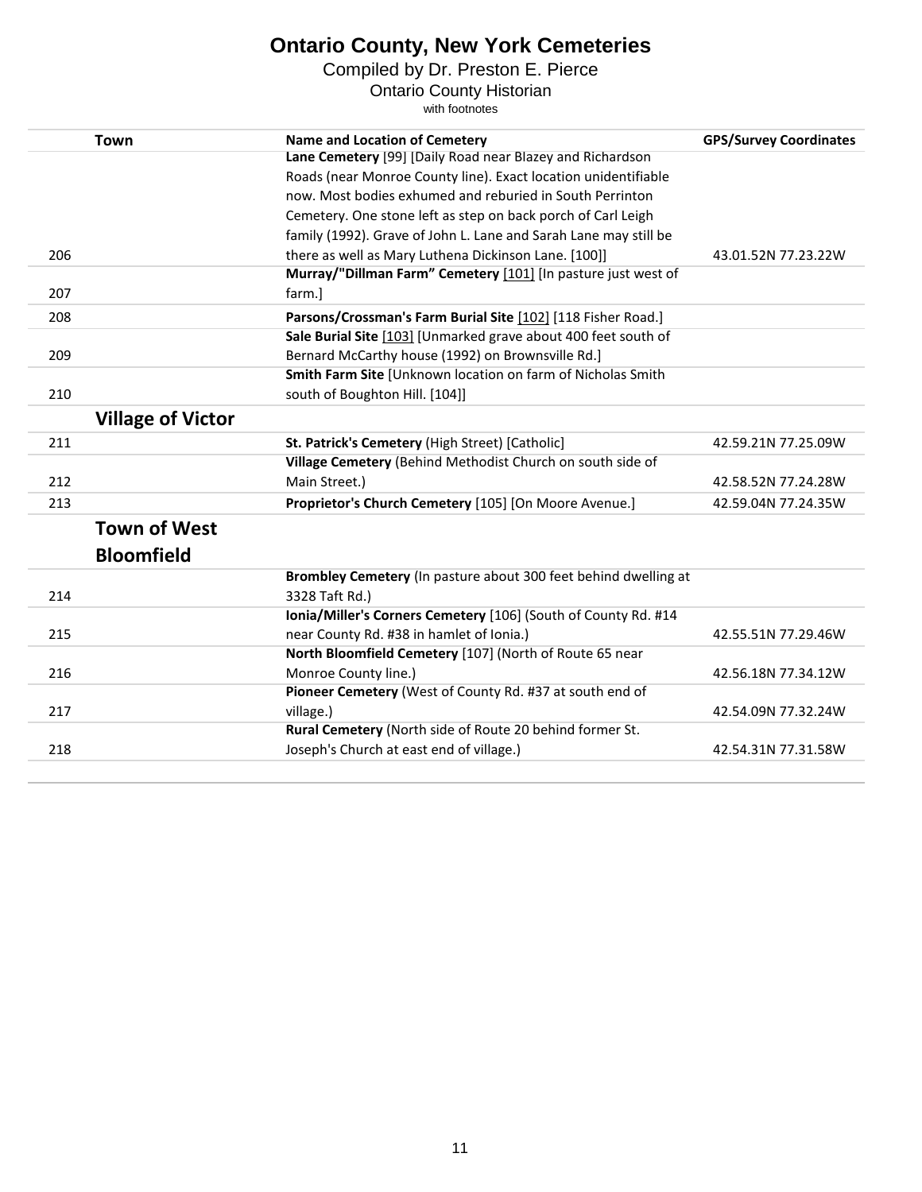# Ontario County, New York Cemeteries

Compiled by Dr. Preston E. Pierce

Ontario County Historian

with footnotes

| | Town | Name and Location of Cemetery | GPS/Survey Coordinates |
|---|---|---|---|
| 206 | | **Lane Cemetery** [99] [Daily Road near Blazey and Richardson Roads (near Monroe County line). Exact location unidentifiable now. Most bodies exhumed and reburied in South Perrinton Cemetery. One stone left as step on back porch of Carl Leigh family (1992). Grave of John L. Lane and Sarah Lane may still be there as well as Mary Luthena Dickinson Lane. [100]] | 43.01.52N 77.23.22W |
| 207 | | **Murray/"Dillman Farm" Cemetery** [101] [In pasture just west of farm.] | |
| 208 | | **Parsons/Crossman's Farm Burial Site** [102] [118 Fisher Road.] | |
| 209 | | **Sale Burial Site** [103] [Unmarked grave about 400 feet south of Bernard McCarthy house (1992) on Brownsville Rd.] | |
| 210 | | **Smith Farm Site** [Unknown location on farm of Nicholas Smith south of Boughton Hill. [104]] | |
| | **Village of Victor** | | |
| 211 | | **St. Patrick's Cemetery** (High Street) [Catholic] | 42.59.21N 77.25.09W |
| 212 | | **Village Cemetery** (Behind Methodist Church on south side of Main Street.) | 42.58.52N 77.24.28W |
| 213 | | **Proprietor's Church Cemetery** [105] [On Moore Avenue.] | 42.59.04N 77.24.35W |
| | **Town of West Bloomfield** | | |
| 214 | | **Brombley Cemetery** (In pasture about 300 feet behind dwelling at 3328 Taft Rd.) | |
| 215 | | **Ionia/Miller's Corners Cemetery** [106] (South of County Rd. #14 near County Rd. #38 in hamlet of Ionia.) | 42.55.51N 77.29.46W |
| 216 | | **North Bloomfield Cemetery** [107] (North of Route 65 near Monroe County line.) | 42.56.18N 77.34.12W |
| 217 | | **Pioneer Cemetery** (West of County Rd. #37 at south end of village.) | 42.54.09N 77.32.24W |
| 218 | | **Rural Cemetery** (North side of Route 20 behind former St. Joseph's Church at east end of village.) | 42.54.31N 77.31.58W |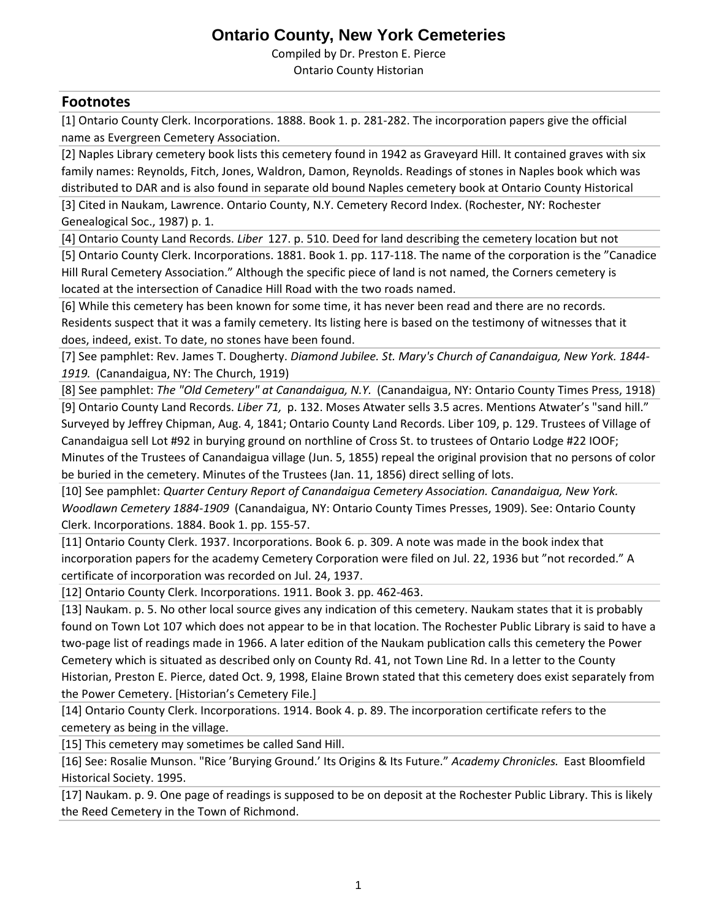# Ontario County, New York Cemeteries

Compiled by Dr. Preston E. Pierce
Ontario County Historian

## Footnotes

[1] Ontario County Clerk. Incorporations. 1888. Book 1. p. 281-282. The incorporation papers give the official name as Evergreen Cemetery Association.

[2] Naples Library cemetery book lists this cemetery found in 1942 as Graveyard Hill. It contained graves with six family names: Reynolds, Fitch, Jones, Waldron, Damon, Reynolds. Readings of stones in Naples book which was distributed to DAR and is also found in separate old bound Naples cemetery book at Ontario County Historical

[3] Cited in Naukam, Lawrence. Ontario County, N.Y. Cemetery Record Index. (Rochester, NY: Rochester Genealogical Soc., 1987) p. 1.

[4] Ontario County Land Records. *Liber* 127. p. 510. Deed for land describing the cemetery location but not

[5] Ontario County Clerk. Incorporations. 1881. Book 1. pp. 117-118. The name of the corporation is the "Canadice Hill Rural Cemetery Association." Although the specific piece of land is not named, the Corners cemetery is located at the intersection of Canadice Hill Road with the two roads named.

[6] While this cemetery has been known for some time, it has never been read and there are no records. Residents suspect that it was a family cemetery. Its listing here is based on the testimony of witnesses that it does, indeed, exist. To date, no stones have been found.

[7] See pamphlet: Rev. James T. Dougherty. *Diamond Jubilee. St. Mary's Church of Canandaigua, New York. 1844-1919.* (Canandaigua, NY: The Church, 1919)

[8] See pamphlet: *The "Old Cemetery" at Canandaigua, N.Y.* (Canandaigua, NY: Ontario County Times Press, 1918)

[9] Ontario County Land Records. *Liber 71,* p. 132. Moses Atwater sells 3.5 acres. Mentions Atwater's "sand hill." Surveyed by Jeffrey Chipman, Aug. 4, 1841; Ontario County Land Records. Liber 109, p. 129. Trustees of Village of Canandaigua sell Lot #92 in burying ground on northline of Cross St. to trustees of Ontario Lodge #22 IOOF; Minutes of the Trustees of Canandaigua village (Jun. 5, 1855) repeal the original provision that no persons of color be buried in the cemetery. Minutes of the Trustees (Jan. 11, 1856) direct selling of lots.

[10] See pamphlet: *Quarter Century Report of Canandaigua Cemetery Association. Canandaigua, New York. Woodlawn Cemetery 1884-1909* (Canandaigua, NY: Ontario County Times Presses, 1909). See: Ontario County Clerk. Incorporations. 1884. Book 1. pp. 155-57.

[11] Ontario County Clerk. 1937. Incorporations. Book 6. p. 309. A note was made in the book index that incorporation papers for the academy Cemetery Corporation were filed on Jul. 22, 1936 but "not recorded." A certificate of incorporation was recorded on Jul. 24, 1937.

[12] Ontario County Clerk. Incorporations. 1911. Book 3. pp. 462-463.

[13] Naukam. p. 5. No other local source gives any indication of this cemetery. Naukam states that it is probably found on Town Lot 107 which does not appear to be in that location. The Rochester Public Library is said to have a two-page list of readings made in 1966. A later edition of the Naukam publication calls this cemetery the Power Cemetery which is situated as described only on County Rd. 41, not Town Line Rd. In a letter to the County Historian, Preston E. Pierce, dated Oct. 9, 1998, Elaine Brown stated that this cemetery does exist separately from the Power Cemetery. [Historian's Cemetery File.]

[14] Ontario County Clerk. Incorporations. 1914. Book 4. p. 89. The incorporation certificate refers to the cemetery as being in the village.

[15] This cemetery may sometimes be called Sand Hill.

[16] See: Rosalie Munson. "Rice 'Burying Ground.' Its Origins & Its Future." *Academy Chronicles.* East Bloomfield Historical Society. 1995.

[17] Naukam. p. 9. One page of readings is supposed to be on deposit at the Rochester Public Library. This is likely the Reed Cemetery in the Town of Richmond.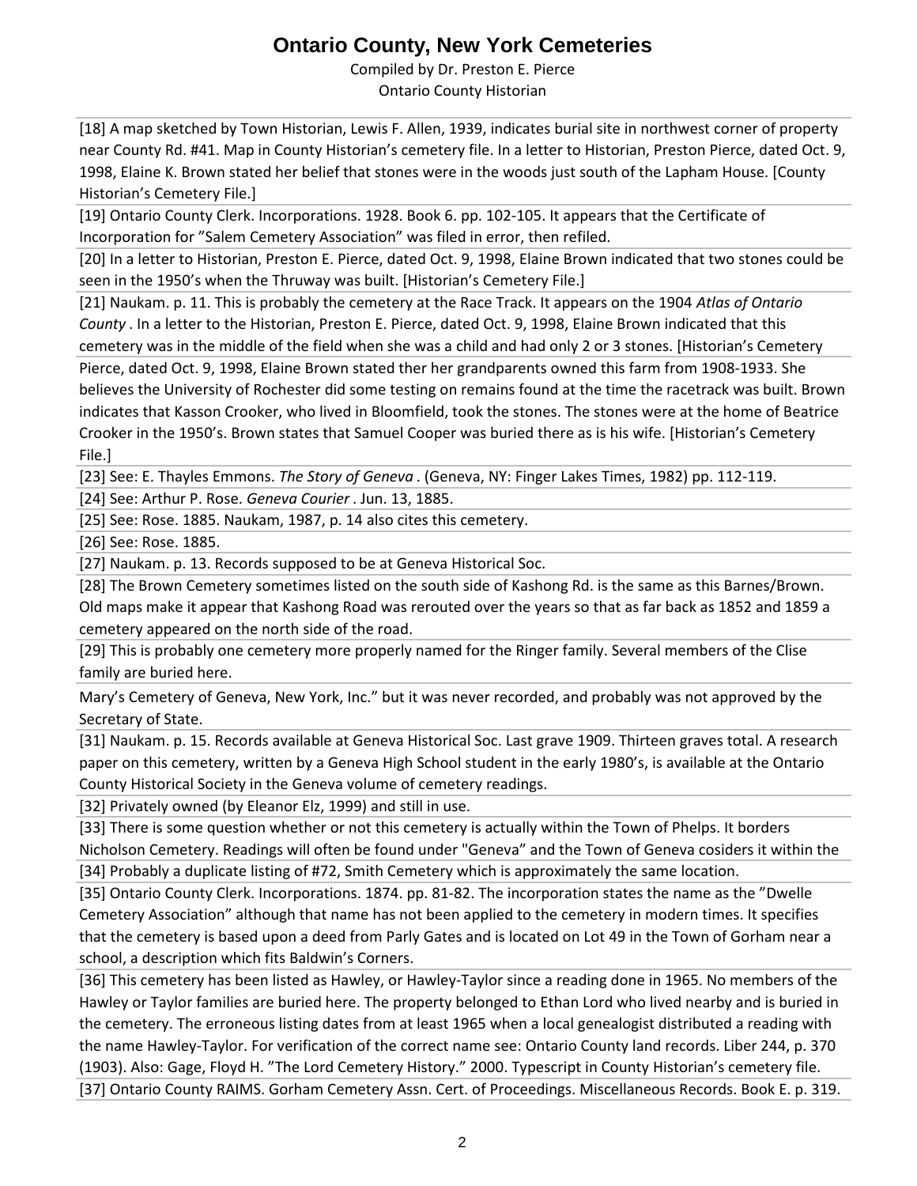[18] A map sketched by Town Historian, Lewis F. Allen, 1939, indicates burial site in northwest corner of property near County Rd. #41. Map in County Historian's cemetery file. In a letter to Historian, Preston Pierce, dated Oct. 9, 1998, Elaine K. Brown stated her belief that stones were in the woods just south of the Lapham House. [County Historian's Cemetery File.]

[19] Ontario County Clerk. Incorporations. 1928. Book 6. pp. 102-105. It appears that the Certificate of Incorporation for "Salem Cemetery Association" was filed in error, then refiled.

[20] In a letter to Historian, Preston E. Pierce, dated Oct. 9, 1998, Elaine Brown indicated that two stones could be seen in the 1950's when the Thruway was built. [Historian's Cemetery File.]

[21] Naukam. p. 11. This is probably the cemetery at the Race Track. It appears on the 1904 *Atlas of Ontario County* . In a letter to the Historian, Preston E. Pierce, dated Oct. 9, 1998, Elaine Brown indicated that this cemetery was in the middle of the field when she was a child and had only 2 or 3 stones. [Historian's Cemetery

Pierce, dated Oct. 9, 1998, Elaine Brown stated ther her grandparents owned this farm from 1908-1933. She believes the University of Rochester did some testing on remains found at the time the racetrack was built. Brown indicates that Kasson Crooker, who lived in Bloomfield, took the stones. The stones were at the home of Beatrice Crooker in the 1950's. Brown states that Samuel Cooper was buried there as is his wife. [Historian's Cemetery File.]

[23] See: E. Thayles Emmons. *The Story of Geneva* . (Geneva, NY: Finger Lakes Times, 1982) pp. 112-119.

[24] See: Arthur P. Rose. *Geneva Courier* . Jun. 13, 1885.

[25] See: Rose. 1885. Naukam, 1987, p. 14 also cites this cemetery.

[26] See: Rose. 1885.

[27] Naukam. p. 13. Records supposed to be at Geneva Historical Soc.

[28] The Brown Cemetery sometimes listed on the south side of Kashong Rd. is the same as this Barnes/Brown. Old maps make it appear that Kashong Road was rerouted over the years so that as far back as 1852 and 1859 a cemetery appeared on the north side of the road.

[29] This is probably one cemetery more properly named for the Ringer family. Several members of the Clise family are buried here.

Mary's Cemetery of Geneva, New York, Inc." but it was never recorded, and probably was not approved by the Secretary of State.

[31] Naukam. p. 15. Records available at Geneva Historical Soc. Last grave 1909. Thirteen graves total. A research paper on this cemetery, written by a Geneva High School student in the early 1980's, is available at the Ontario County Historical Society in the Geneva volume of cemetery readings.

[32] Privately owned (by Eleanor Elz, 1999) and still in use.

[33] There is some question whether or not this cemetery is actually within the Town of Phelps. It borders Nicholson Cemetery. Readings will often be found under "Geneva" and the Town of Geneva cosiders it within the

[34] Probably a duplicate listing of #72, Smith Cemetery which is approximately the same location.

[35] Ontario County Clerk. Incorporations. 1874. pp. 81-82. The incorporation states the name as the "Dwelle Cemetery Association" although that name has not been applied to the cemetery in modern times. It specifies that the cemetery is based upon a deed from Parly Gates and is located on Lot 49 in the Town of Gorham near a school, a description which fits Baldwin's Corners.

[36] This cemetery has been listed as Hawley, or Hawley-Taylor since a reading done in 1965. No members of the Hawley or Taylor families are buried here. The property belonged to Ethan Lord who lived nearby and is buried in the cemetery. The erroneous listing dates from at least 1965 when a local genealogist distributed a reading with the name Hawley-Taylor. For verification of the correct name see: Ontario County land records. Liber 244, p. 370 (1903). Also: Gage, Floyd H. "The Lord Cemetery History." 2000. Typescript in County Historian's cemetery file.

[37] Ontario County RAIMS. Gorham Cemetery Assn. Cert. of Proceedings. Miscellaneous Records. Book E. p. 319.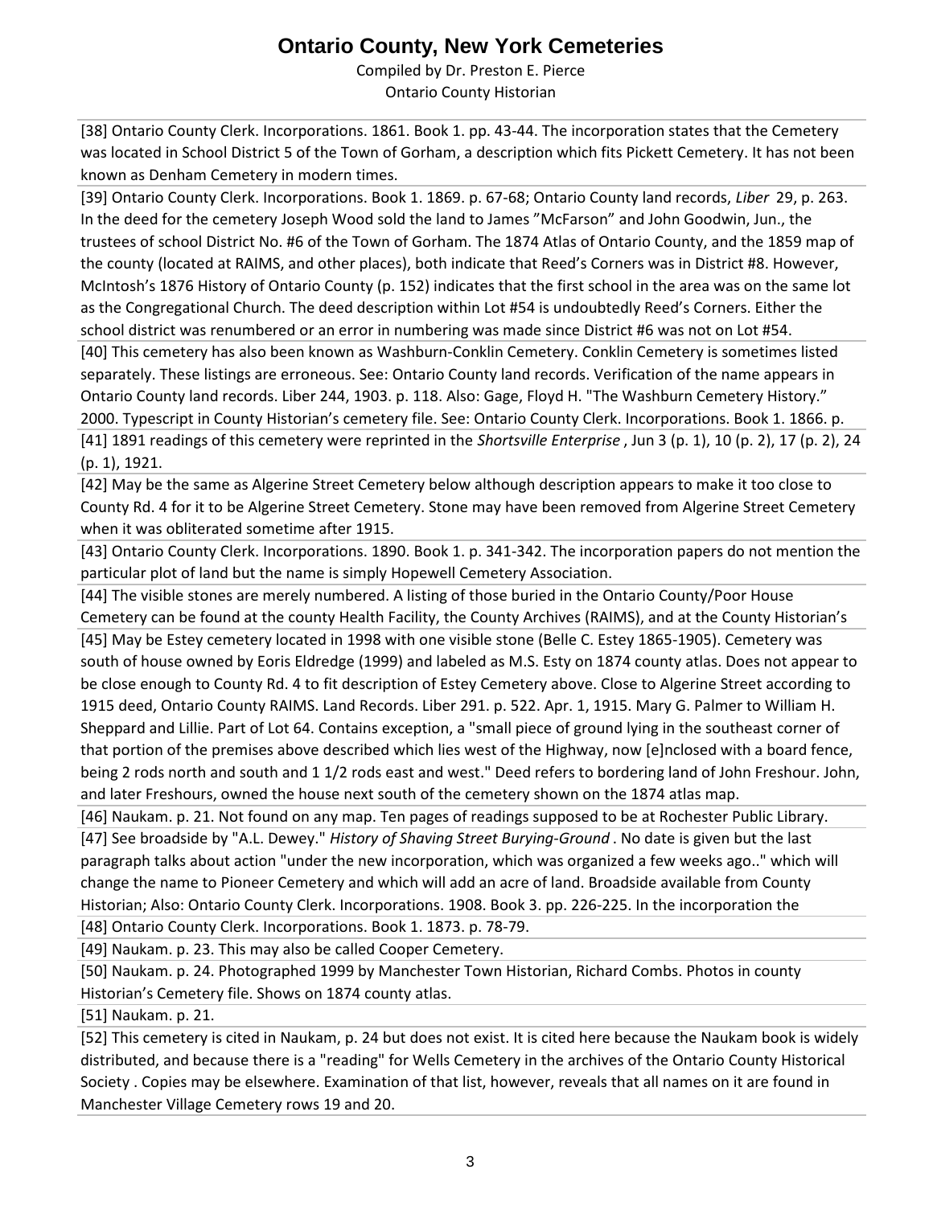[38] Ontario County Clerk. Incorporations. 1861. Book 1. pp. 43-44. The incorporation states that the Cemetery was located in School District 5 of the Town of Gorham, a description which fits Pickett Cemetery. It has not been known as Denham Cemetery in modern times.

[39] Ontario County Clerk. Incorporations. Book 1. 1869. p. 67-68; Ontario County land records, *Liber* 29, p. 263. In the deed for the cemetery Joseph Wood sold the land to James "McFarson" and John Goodwin, Jun., the trustees of school District No. #6 of the Town of Gorham. The 1874 Atlas of Ontario County, and the 1859 map of the county (located at RAIMS, and other places), both indicate that Reed's Corners was in District #8. However, McIntosh's 1876 History of Ontario County (p. 152) indicates that the first school in the area was on the same lot as the Congregational Church. The deed description within Lot #54 is undoubtedly Reed's Corners. Either the school district was renumbered or an error in numbering was made since District #6 was not on Lot #54.

[40] This cemetery has also been known as Washburn-Conklin Cemetery. Conklin Cemetery is sometimes listed separately. These listings are erroneous. See: Ontario County land records. Verification of the name appears in Ontario County land records. Liber 244, 1903. p. 118. Also: Gage, Floyd H. "The Washburn Cemetery History." 2000. Typescript in County Historian's cemetery file. See: Ontario County Clerk. Incorporations. Book 1. 1866. p.

[41] 1891 readings of this cemetery were reprinted in the *Shortsville Enterprise* , Jun 3 (p. 1), 10 (p. 2), 17 (p. 2), 24 (p. 1), 1921.

[42] May be the same as Algerine Street Cemetery below although description appears to make it too close to County Rd. 4 for it to be Algerine Street Cemetery. Stone may have been removed from Algerine Street Cemetery when it was obliterated sometime after 1915.

[43] Ontario County Clerk. Incorporations. 1890. Book 1. p. 341-342. The incorporation papers do not mention the particular plot of land but the name is simply Hopewell Cemetery Association.

[44] The visible stones are merely numbered. A listing of those buried in the Ontario County/Poor House Cemetery can be found at the county Health Facility, the County Archives (RAIMS), and at the County Historian's

[45] May be Estey cemetery located in 1998 with one visible stone (Belle C. Estey 1865-1905). Cemetery was south of house owned by Eoris Eldredge (1999) and labeled as M.S. Esty on 1874 county atlas. Does not appear to be close enough to County Rd. 4 to fit description of Estey Cemetery above. Close to Algerine Street according to 1915 deed, Ontario County RAIMS. Land Records. Liber 291. p. 522. Apr. 1, 1915. Mary G. Palmer to William H. Sheppard and Lillie. Part of Lot 64. Contains exception, a "small piece of ground lying in the southeast corner of that portion of the premises above described which lies west of the Highway, now [e]nclosed with a board fence, being 2 rods north and south and 1 1/2 rods east and west." Deed refers to bordering land of John Freshour. John, and later Freshours, owned the house next south of the cemetery shown on the 1874 atlas map.

[46] Naukam. p. 21. Not found on any map. Ten pages of readings supposed to be at Rochester Public Library.

[47] See broadside by "A.L. Dewey." *History of Shaving Street Burying-Ground* . No date is given but the last paragraph talks about action "under the new incorporation, which was organized a few weeks ago.." which will change the name to Pioneer Cemetery and which will add an acre of land. Broadside available from County Historian; Also: Ontario County Clerk. Incorporations. 1908. Book 3. pp. 226-225. In the incorporation the

[48] Ontario County Clerk. Incorporations. Book 1. 1873. p. 78-79.

[49] Naukam. p. 23. This may also be called Cooper Cemetery.

[50] Naukam. p. 24. Photographed 1999 by Manchester Town Historian, Richard Combs. Photos in county Historian's Cemetery file. Shows on 1874 county atlas.

[51] Naukam. p. 21.

[52] This cemetery is cited in Naukam, p. 24 but does not exist. It is cited here because the Naukam book is widely distributed, and because there is a "reading" for Wells Cemetery in the archives of the Ontario County Historical Society . Copies may be elsewhere. Examination of that list, however, reveals that all names on it are found in Manchester Village Cemetery rows 19 and 20.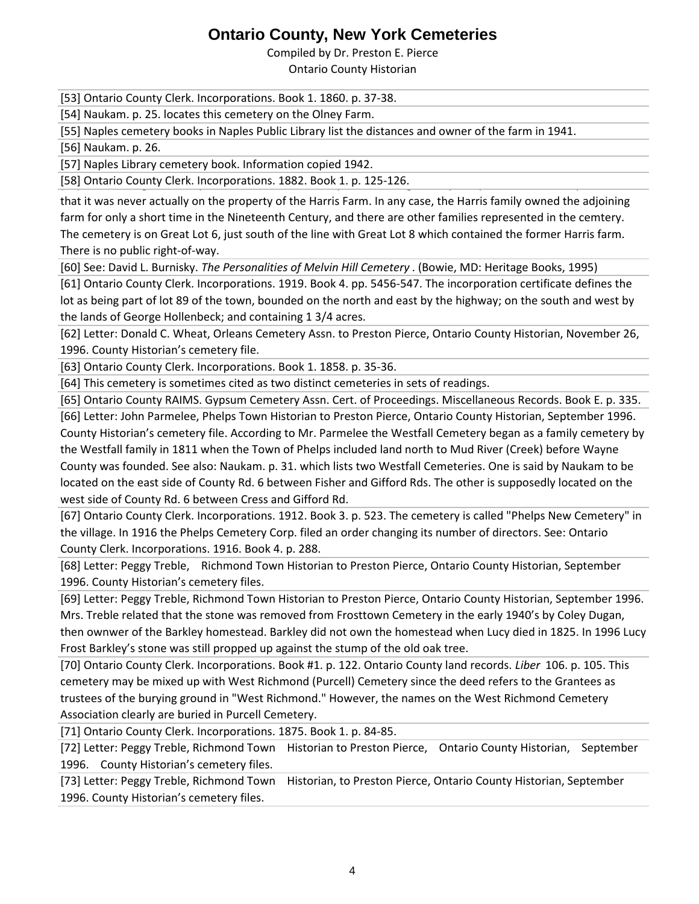[53] Ontario County Clerk. Incorporations. Book 1. 1860. p. 37-38.

[54] Naukam. p. 25. locates this cemetery on the Olney Farm.

[55] Naples cemetery books in Naples Public Library list the distances and owner of the farm in 1941.

[56] Naukam. p. 26.

[57] Naples Library cemetery book. Information copied 1942.

[58] Ontario County Clerk. Incorporations. 1882. Book 1. p. 125-126.

that it was never actually on the property of the Harris Farm. In any case, the Harris family owned the adjoining farm for only a short time in the Nineteenth Century, and there are other families represented in the cemtery. The cemetery is on Great Lot 6, just south of the line with Great Lot 8 which contained the former Harris farm. There is no public right-of-way.

[60] See: David L. Burnisky. *The Personalities of Melvin Hill Cemetery* . (Bowie, MD: Heritage Books, 1995)

[61] Ontario County Clerk. Incorporations. 1919. Book 4. pp. 5456-547. The incorporation certificate defines the lot as being part of lot 89 of the town, bounded on the north and east by the highway; on the south and west by the lands of George Hollenbeck; and containing 1 3/4 acres.

[62] Letter: Donald C. Wheat, Orleans Cemetery Assn. to Preston Pierce, Ontario County Historian, November 26, 1996. County Historian's cemetery file.

[63] Ontario County Clerk. Incorporations. Book 1. 1858. p. 35-36.

[64] This cemetery is sometimes cited as two distinct cemeteries in sets of readings.

[65] Ontario County RAIMS. Gypsum Cemetery Assn. Cert. of Proceedings. Miscellaneous Records. Book E. p. 335.

[66] Letter: John Parmelee, Phelps Town Historian to Preston Pierce, Ontario County Historian, September 1996. County Historian's cemetery file. According to Mr. Parmelee the Westfall Cemetery began as a family cemetery by the Westfall family in 1811 when the Town of Phelps included land north to Mud River (Creek) before Wayne County was founded. See also: Naukam. p. 31. which lists two Westfall Cemeteries. One is said by Naukam to be located on the east side of County Rd. 6 between Fisher and Gifford Rds. The other is supposedly located on the west side of County Rd. 6 between Cress and Gifford Rd.

[67] Ontario County Clerk. Incorporations. 1912. Book 3. p. 523. The cemetery is called "Phelps New Cemetery" in the village. In 1916 the Phelps Cemetery Corp. filed an order changing its number of directors. See: Ontario County Clerk. Incorporations. 1916. Book 4. p. 288.

[68] Letter: Peggy Treble, Richmond Town Historian to Preston Pierce, Ontario County Historian, September 1996. County Historian's cemetery files.

[69] Letter: Peggy Treble, Richmond Town Historian to Preston Pierce, Ontario County Historian, September 1996. Mrs. Treble related that the stone was removed from Frosttown Cemetery in the early 1940's by Coley Dugan, then ownwer of the Barkley homestead. Barkley did not own the homestead when Lucy died in 1825. In 1996 Lucy Frost Barkley's stone was still propped up against the stump of the old oak tree.

[70] Ontario County Clerk. Incorporations. Book #1. p. 122. Ontario County land records. *Liber* 106. p. 105. This cemetery may be mixed up with West Richmond (Purcell) Cemetery since the deed refers to the Grantees as trustees of the burying ground in "West Richmond." However, the names on the West Richmond Cemetery Association clearly are buried in Purcell Cemetery.

[71] Ontario County Clerk. Incorporations. 1875. Book 1. p. 84-85.

[72] Letter: Peggy Treble, Richmond Town Historian to Preston Pierce, Ontario County Historian, September 1996. County Historian's cemetery files.

[73] Letter: Peggy Treble, Richmond Town Historian, to Preston Pierce, Ontario County Historian, September 1996. County Historian's cemetery files.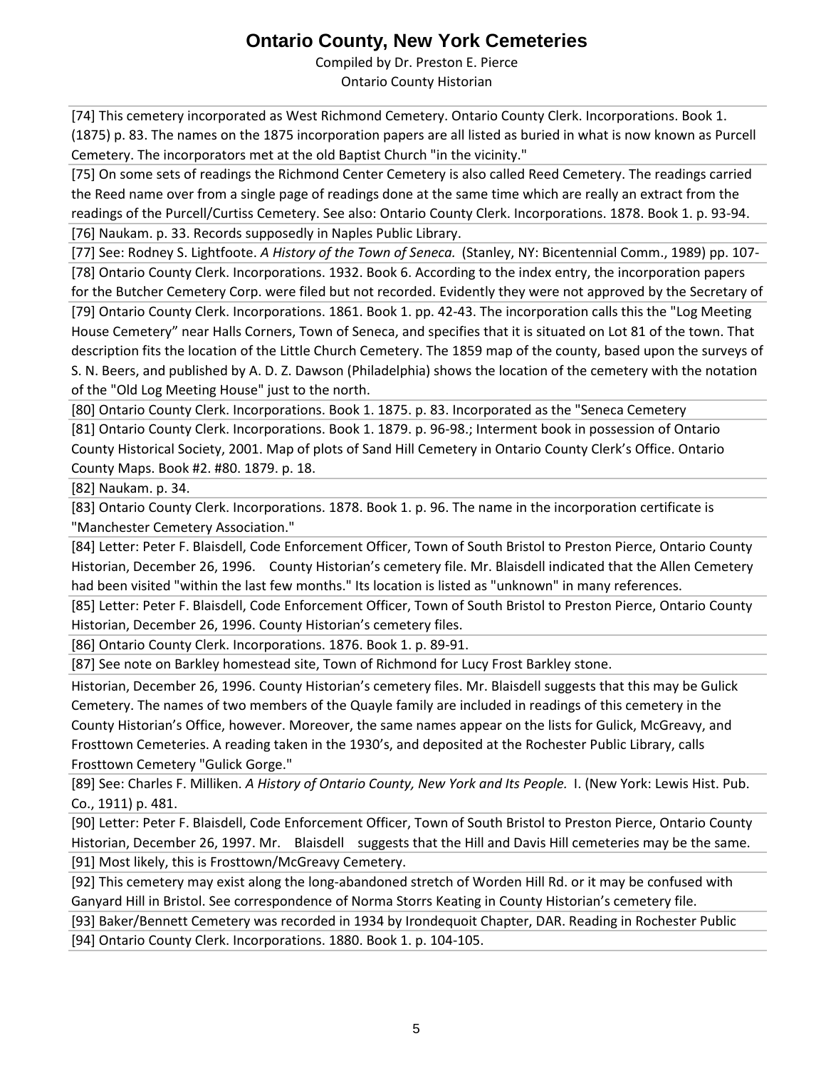[74] This cemetery incorporated as West Richmond Cemetery. Ontario County Clerk. Incorporations. Book 1. (1875) p. 83. The names on the 1875 incorporation papers are all listed as buried in what is now known as Purcell Cemetery. The incorporators met at the old Baptist Church "in the vicinity."

[75] On some sets of readings the Richmond Center Cemetery is also called Reed Cemetery. The readings carried the Reed name over from a single page of readings done at the same time which are really an extract from the readings of the Purcell/Curtiss Cemetery. See also: Ontario County Clerk. Incorporations. 1878. Book 1. p. 93-94.

[76] Naukam. p. 33. Records supposedly in Naples Public Library.

[77] See: Rodney S. Lightfoote. *A History of the Town of Seneca.* (Stanley, NY: Bicentennial Comm., 1989) pp. 107-

[78] Ontario County Clerk. Incorporations. 1932. Book 6. According to the index entry, the incorporation papers for the Butcher Cemetery Corp. were filed but not recorded. Evidently they were not approved by the Secretary of

[79] Ontario County Clerk. Incorporations. 1861. Book 1. pp. 42-43. The incorporation calls this the "Log Meeting House Cemetery" near Halls Corners, Town of Seneca, and specifies that it is situated on Lot 81 of the town. That description fits the location of the Little Church Cemetery. The 1859 map of the county, based upon the surveys of S. N. Beers, and published by A. D. Z. Dawson (Philadelphia) shows the location of the cemetery with the notation of the "Old Log Meeting House" just to the north.

[80] Ontario County Clerk. Incorporations. Book 1. 1875. p. 83. Incorporated as the "Seneca Cemetery

[81] Ontario County Clerk. Incorporations. Book 1. 1879. p. 96-98.; Interment book in possession of Ontario County Historical Society, 2001. Map of plots of Sand Hill Cemetery in Ontario County Clerk's Office. Ontario County Maps. Book #2. #80. 1879. p. 18.

[82] Naukam. p. 34.

[83] Ontario County Clerk. Incorporations. 1878. Book 1. p. 96. The name in the incorporation certificate is "Manchester Cemetery Association."

[84] Letter: Peter F. Blaisdell, Code Enforcement Officer, Town of South Bristol to Preston Pierce, Ontario County Historian, December 26, 1996. County Historian's cemetery file. Mr. Blaisdell indicated that the Allen Cemetery had been visited "within the last few months." Its location is listed as "unknown" in many references.

[85] Letter: Peter F. Blaisdell, Code Enforcement Officer, Town of South Bristol to Preston Pierce, Ontario County Historian, December 26, 1996. County Historian's cemetery files.

[86] Ontario County Clerk. Incorporations. 1876. Book 1. p. 89-91.

[87] See note on Barkley homestead site, Town of Richmond for Lucy Frost Barkley stone.

Historian, December 26, 1996. County Historian's cemetery files. Mr. Blaisdell suggests that this may be Gulick Cemetery. The names of two members of the Quayle family are included in readings of this cemetery in the County Historian's Office, however. Moreover, the same names appear on the lists for Gulick, McGreavy, and Frosttown Cemeteries. A reading taken in the 1930's, and deposited at the Rochester Public Library, calls Frosttown Cemetery "Gulick Gorge."

[89] See: Charles F. Milliken. *A History of Ontario County, New York and Its People.* I. (New York: Lewis Hist. Pub. Co., 1911) p. 481.

[90] Letter: Peter F. Blaisdell, Code Enforcement Officer, Town of South Bristol to Preston Pierce, Ontario County Historian, December 26, 1997. Mr. Blaisdell suggests that the Hill and Davis Hill cemeteries may be the same.

[91] Most likely, this is Frosttown/McGreavy Cemetery.

[92] This cemetery may exist along the long-abandoned stretch of Worden Hill Rd. or it may be confused with Ganyard Hill in Bristol. See correspondence of Norma Storrs Keating in County Historian's cemetery file.

[93] Baker/Bennett Cemetery was recorded in 1934 by Irondequoit Chapter, DAR. Reading in Rochester Public

[94] Ontario County Clerk. Incorporations. 1880. Book 1. p. 104-105.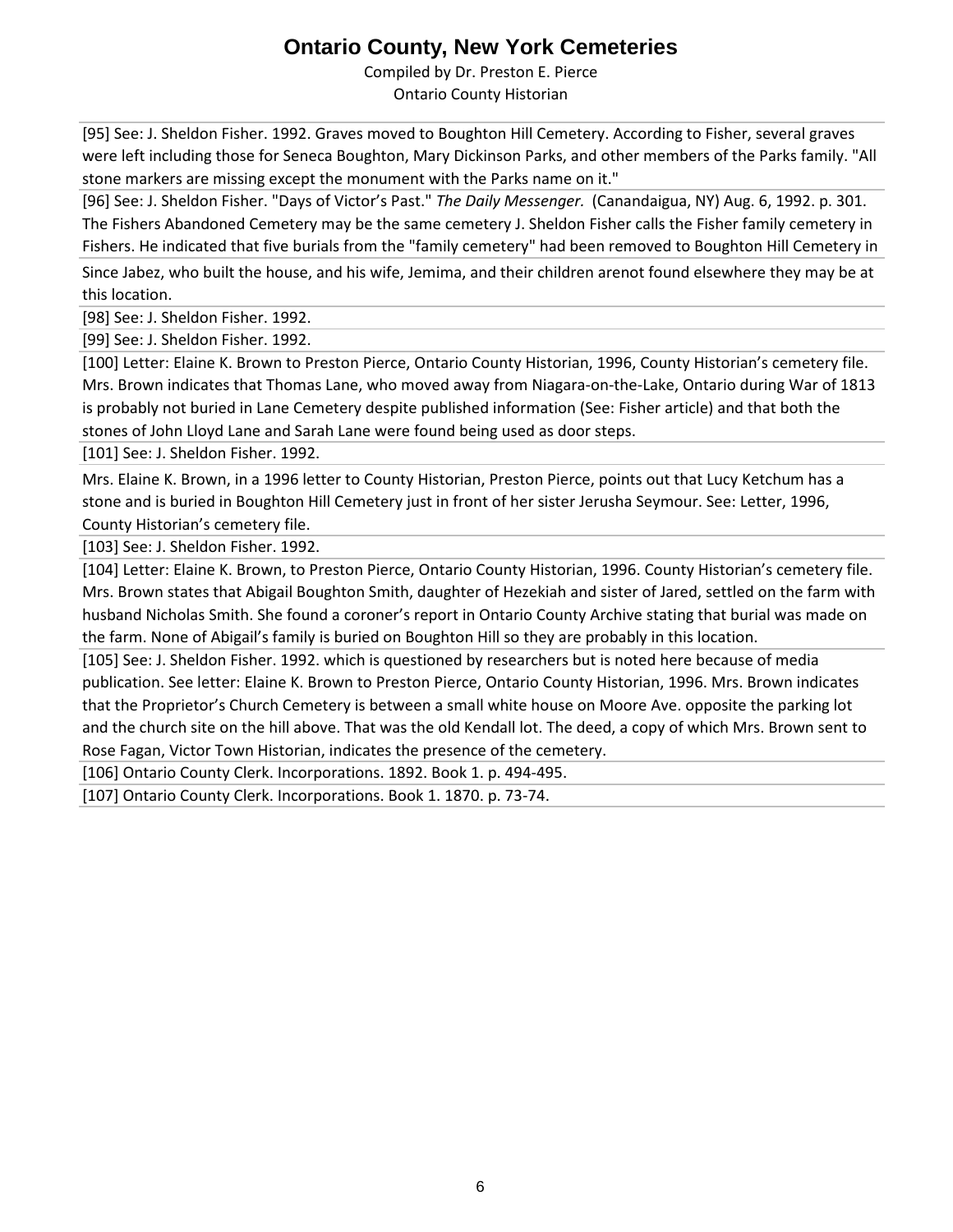[95] See: J. Sheldon Fisher. 1992. Graves moved to Boughton Hill Cemetery. According to Fisher, several graves were left including those for Seneca Boughton, Mary Dickinson Parks, and other members of the Parks family. "All stone markers are missing except the monument with the Parks name on it."

[96] See: J. Sheldon Fisher. "Days of Victor's Past." *The Daily Messenger.* (Canandaigua, NY) Aug. 6, 1992. p. 301. The Fishers Abandoned Cemetery may be the same cemetery J. Sheldon Fisher calls the Fisher family cemetery in Fishers. He indicated that five burials from the "family cemetery" had been removed to Boughton Hill Cemetery in

Since Jabez, who built the house, and his wife, Jemima, and their children arenot found elsewhere they may be at this location.

[98] See: J. Sheldon Fisher. 1992.

[99] See: J. Sheldon Fisher. 1992.

[100] Letter: Elaine K. Brown to Preston Pierce, Ontario County Historian, 1996, County Historian's cemetery file. Mrs. Brown indicates that Thomas Lane, who moved away from Niagara-on-the-Lake, Ontario during War of 1813 is probably not buried in Lane Cemetery despite published information (See: Fisher article) and that both the stones of John Lloyd Lane and Sarah Lane were found being used as door steps.

[101] See: J. Sheldon Fisher. 1992.

Mrs. Elaine K. Brown, in a 1996 letter to County Historian, Preston Pierce, points out that Lucy Ketchum has a stone and is buried in Boughton Hill Cemetery just in front of her sister Jerusha Seymour. See: Letter, 1996, County Historian's cemetery file.

[103] See: J. Sheldon Fisher. 1992.

[104] Letter: Elaine K. Brown, to Preston Pierce, Ontario County Historian, 1996. County Historian's cemetery file. Mrs. Brown states that Abigail Boughton Smith, daughter of Hezekiah and sister of Jared, settled on the farm with husband Nicholas Smith. She found a coroner's report in Ontario County Archive stating that burial was made on the farm. None of Abigail's family is buried on Boughton Hill so they are probably in this location.

[105] See: J. Sheldon Fisher. 1992. which is questioned by researchers but is noted here because of media publication. See letter: Elaine K. Brown to Preston Pierce, Ontario County Historian, 1996. Mrs. Brown indicates that the Proprietor's Church Cemetery is between a small white house on Moore Ave. opposite the parking lot and the church site on the hill above. That was the old Kendall lot. The deed, a copy of which Mrs. Brown sent to Rose Fagan, Victor Town Historian, indicates the presence of the cemetery.

[106] Ontario County Clerk. Incorporations. 1892. Book 1. p. 494-495.

[107] Ontario County Clerk. Incorporations. Book 1. 1870. p. 73-74.